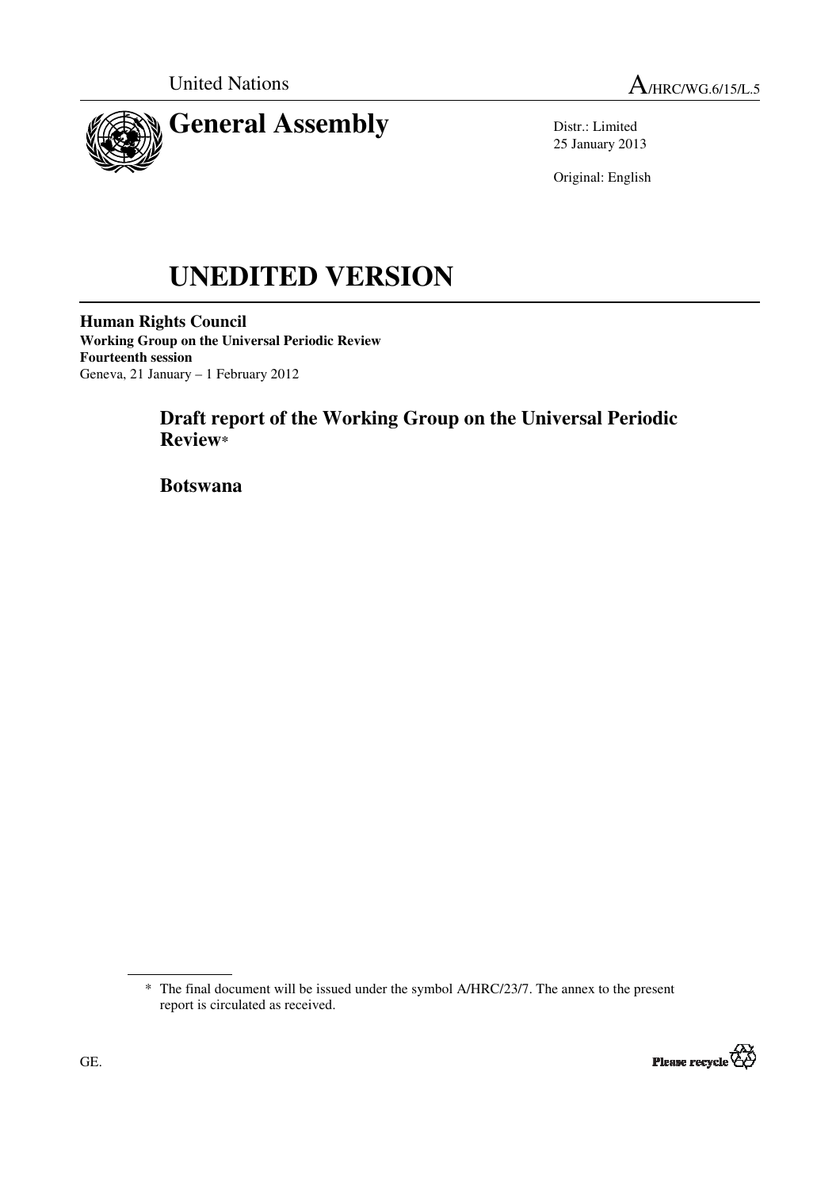United Nations A/HRC/WG.6/15/L.5

# General Assembly

Distr.: Limited
25 January 2013

Original: English

# UNEDITED VERSION

**Human Rights Council**
**Working Group on the Universal Periodic Review**
**Fourteenth session**
Geneva, 21 January – 1 February 2012

## Draft report of the Working Group on the Universal Periodic Review*

## Botswana

---

\* The final document will be issued under the symbol A/HRC/23/7. The annex to the present report is circulated as received.

GE.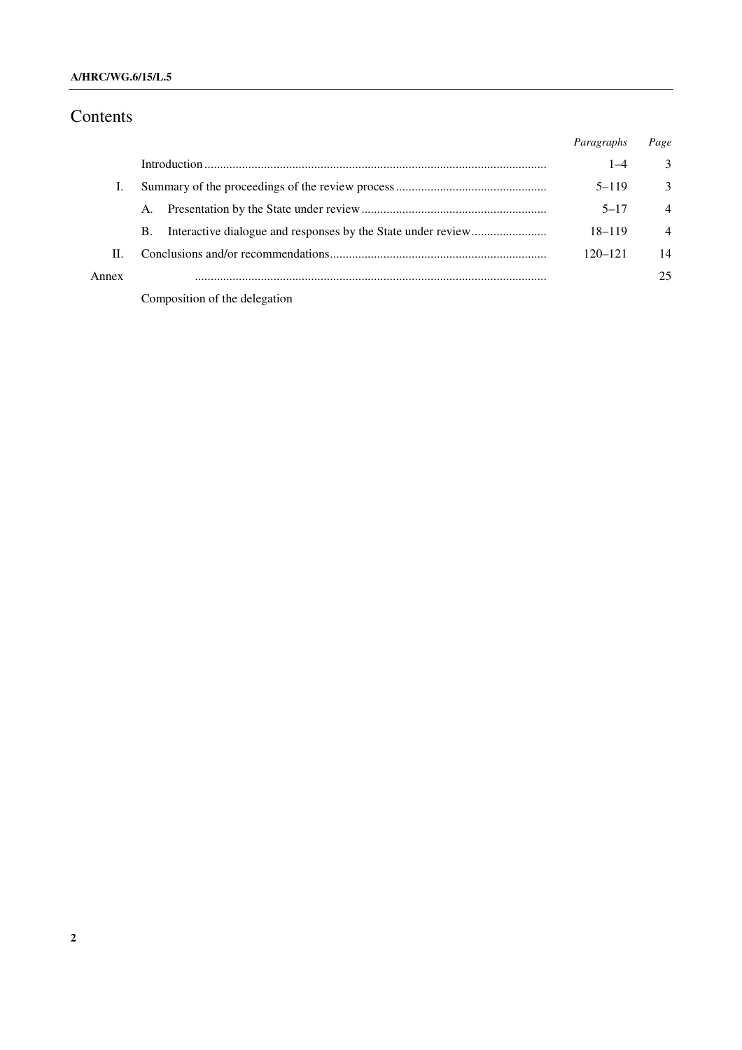# Contents

| | | Paragraphs | Page |
|---|---|---|---|
| | Introduction | 1–4 | 3 |
| I. | Summary of the proceedings of the review process | 5–119 | 3 |
| | A. Presentation by the State under review | 5–17 | 4 |
| | B. Interactive dialogue and responses by the State under review | 18–119 | 4 |
| II. | Conclusions and/or recommendations | 120–121 | 14 |
| Annex | | | 25 |
| | Composition of the delegation | | |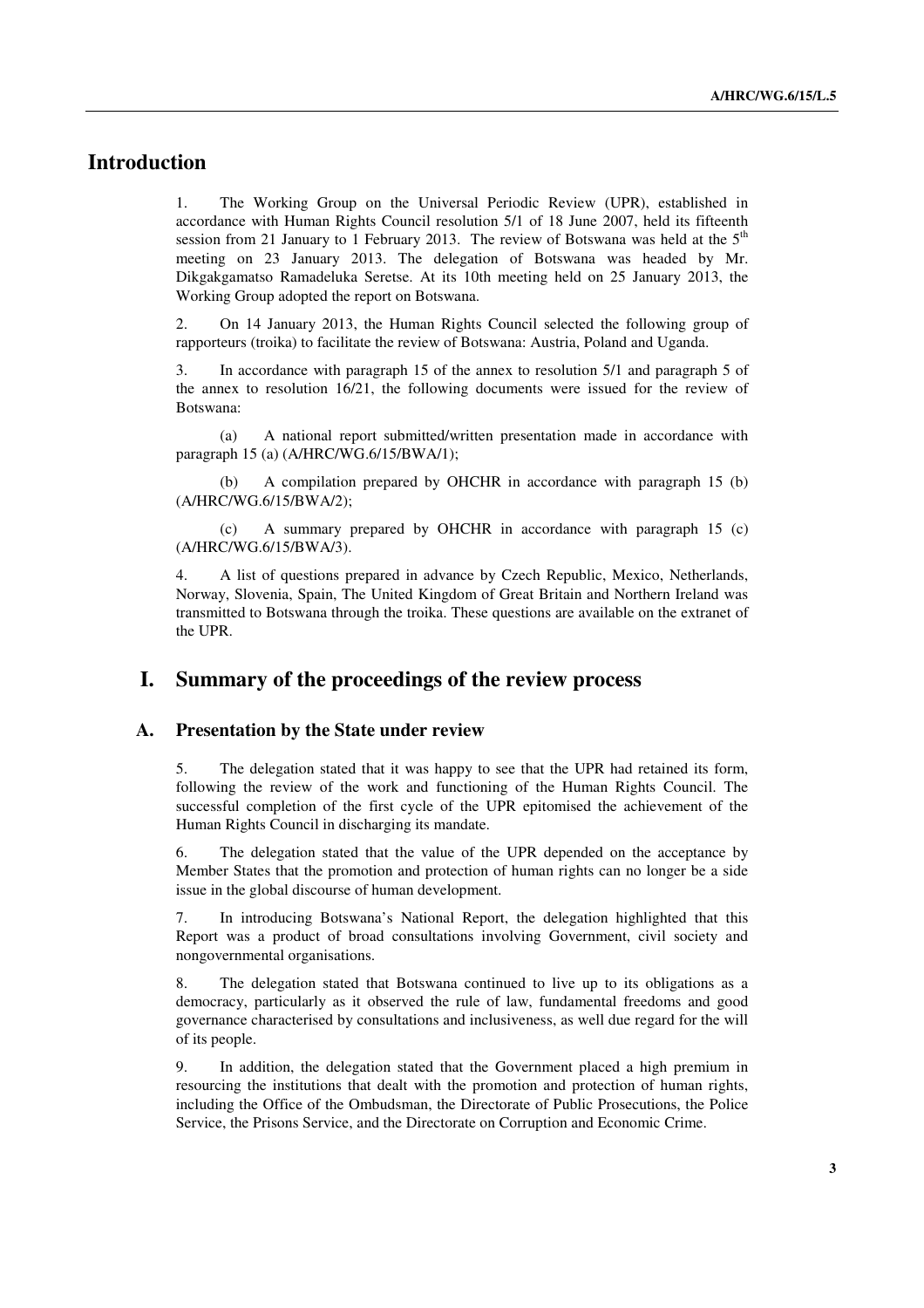# Introduction

1. The Working Group on the Universal Periodic Review (UPR), established in accordance with Human Rights Council resolution 5/1 of 18 June 2007, held its fifteenth session from 21 January to 1 February 2013. The review of Botswana was held at the 5th meeting on 23 January 2013. The delegation of Botswana was headed by Mr. Dikgakgamatso Ramadeluka Seretse. At its 10th meeting held on 25 January 2013, the Working Group adopted the report on Botswana.

2. On 14 January 2013, the Human Rights Council selected the following group of rapporteurs (troika) to facilitate the review of Botswana: Austria, Poland and Uganda.

3. In accordance with paragraph 15 of the annex to resolution 5/1 and paragraph 5 of the annex to resolution 16/21, the following documents were issued for the review of Botswana:

(a) A national report submitted/written presentation made in accordance with paragraph 15 (a) (A/HRC/WG.6/15/BWA/1);

(b) A compilation prepared by OHCHR in accordance with paragraph 15 (b) (A/HRC/WG.6/15/BWA/2);

(c) A summary prepared by OHCHR in accordance with paragraph 15 (c) (A/HRC/WG.6/15/BWA/3).

4. A list of questions prepared in advance by Czech Republic, Mexico, Netherlands, Norway, Slovenia, Spain, The United Kingdom of Great Britain and Northern Ireland was transmitted to Botswana through the troika. These questions are available on the extranet of the UPR.

# I. Summary of the proceedings of the review process

## A. Presentation by the State under review

5. The delegation stated that it was happy to see that the UPR had retained its form, following the review of the work and functioning of the Human Rights Council. The successful completion of the first cycle of the UPR epitomised the achievement of the Human Rights Council in discharging its mandate.

6. The delegation stated that the value of the UPR depended on the acceptance by Member States that the promotion and protection of human rights can no longer be a side issue in the global discourse of human development.

7. In introducing Botswana's National Report, the delegation highlighted that this Report was a product of broad consultations involving Government, civil society and nongovernmental organisations.

8. The delegation stated that Botswana continued to live up to its obligations as a democracy, particularly as it observed the rule of law, fundamental freedoms and good governance characterised by consultations and inclusiveness, as well due regard for the will of its people.

9. In addition, the delegation stated that the Government placed a high premium in resourcing the institutions that dealt with the promotion and protection of human rights, including the Office of the Ombudsman, the Directorate of Public Prosecutions, the Police Service, the Prisons Service, and the Directorate on Corruption and Economic Crime.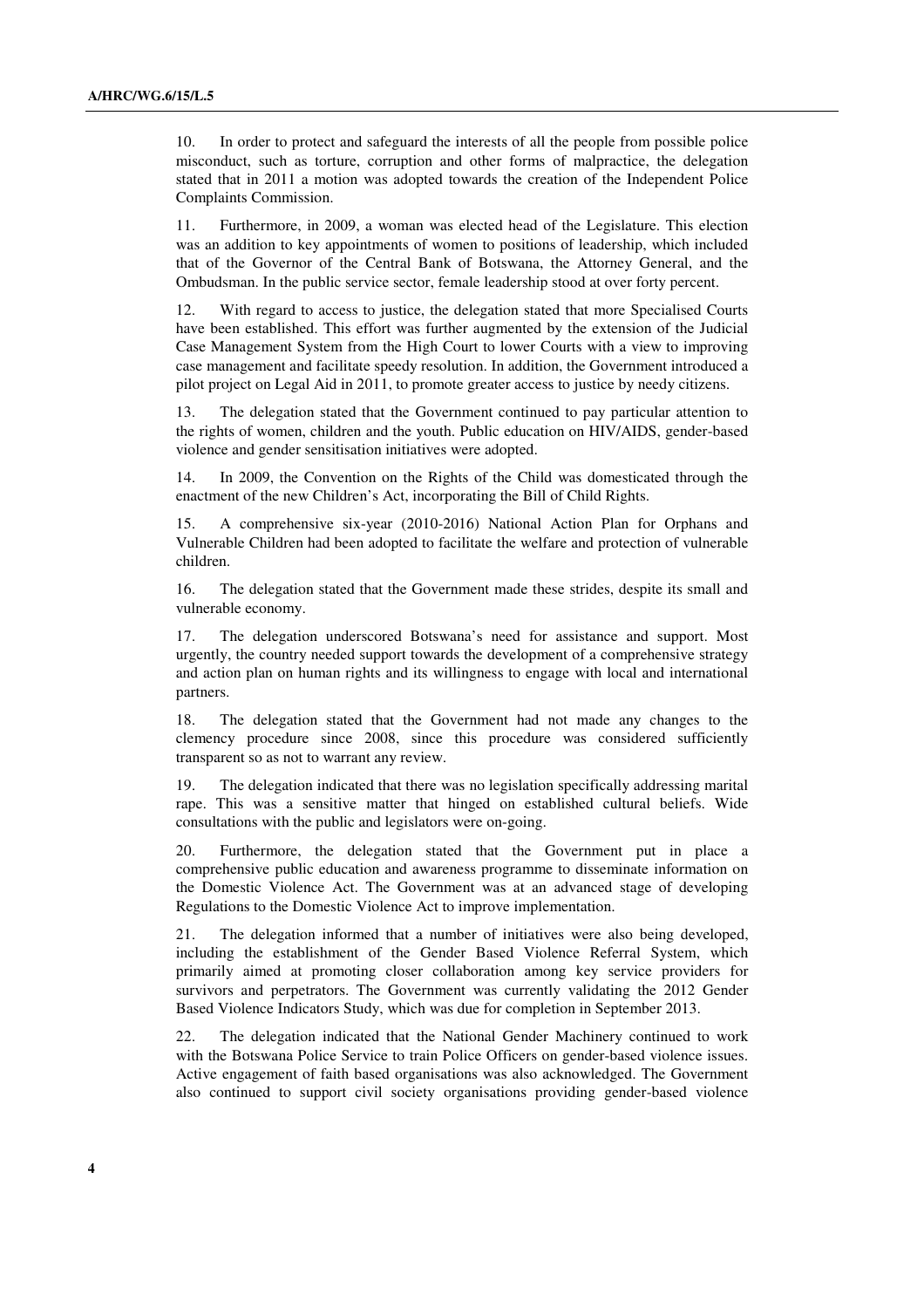10. In order to protect and safeguard the interests of all the people from possible police misconduct, such as torture, corruption and other forms of malpractice, the delegation stated that in 2011 a motion was adopted towards the creation of the Independent Police Complaints Commission.

11. Furthermore, in 2009, a woman was elected head of the Legislature. This election was an addition to key appointments of women to positions of leadership, which included that of the Governor of the Central Bank of Botswana, the Attorney General, and the Ombudsman. In the public service sector, female leadership stood at over forty percent.

12. With regard to access to justice, the delegation stated that more Specialised Courts have been established. This effort was further augmented by the extension of the Judicial Case Management System from the High Court to lower Courts with a view to improving case management and facilitate speedy resolution. In addition, the Government introduced a pilot project on Legal Aid in 2011, to promote greater access to justice by needy citizens.

13. The delegation stated that the Government continued to pay particular attention to the rights of women, children and the youth. Public education on HIV/AIDS, gender-based violence and gender sensitisation initiatives were adopted.

14. In 2009, the Convention on the Rights of the Child was domesticated through the enactment of the new Children's Act, incorporating the Bill of Child Rights.

15. A comprehensive six-year (2010-2016) National Action Plan for Orphans and Vulnerable Children had been adopted to facilitate the welfare and protection of vulnerable children.

16. The delegation stated that the Government made these strides, despite its small and vulnerable economy.

17. The delegation underscored Botswana's need for assistance and support. Most urgently, the country needed support towards the development of a comprehensive strategy and action plan on human rights and its willingness to engage with local and international partners.

18. The delegation stated that the Government had not made any changes to the clemency procedure since 2008, since this procedure was considered sufficiently transparent so as not to warrant any review.

19. The delegation indicated that there was no legislation specifically addressing marital rape. This was a sensitive matter that hinged on established cultural beliefs. Wide consultations with the public and legislators were on-going.

20. Furthermore, the delegation stated that the Government put in place a comprehensive public education and awareness programme to disseminate information on the Domestic Violence Act. The Government was at an advanced stage of developing Regulations to the Domestic Violence Act to improve implementation.

21. The delegation informed that a number of initiatives were also being developed, including the establishment of the Gender Based Violence Referral System, which primarily aimed at promoting closer collaboration among key service providers for survivors and perpetrators. The Government was currently validating the 2012 Gender Based Violence Indicators Study, which was due for completion in September 2013.

22. The delegation indicated that the National Gender Machinery continued to work with the Botswana Police Service to train Police Officers on gender-based violence issues. Active engagement of faith based organisations was also acknowledged. The Government also continued to support civil society organisations providing gender-based violence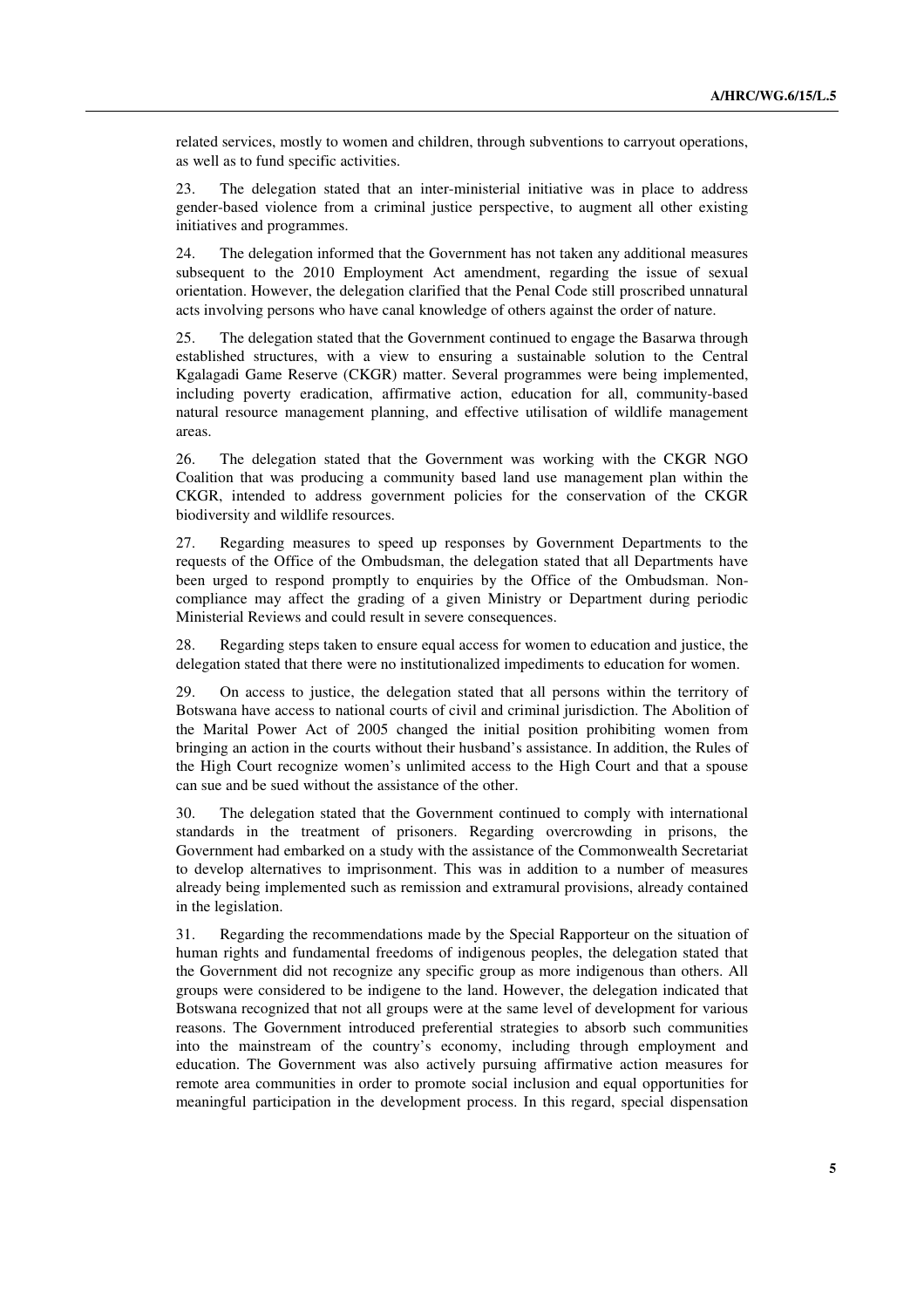related services, mostly to women and children, through subventions to carryout operations, as well as to fund specific activities.

23. The delegation stated that an inter-ministerial initiative was in place to address gender-based violence from a criminal justice perspective, to augment all other existing initiatives and programmes.

24. The delegation informed that the Government has not taken any additional measures subsequent to the 2010 Employment Act amendment, regarding the issue of sexual orientation. However, the delegation clarified that the Penal Code still proscribed unnatural acts involving persons who have canal knowledge of others against the order of nature.

25. The delegation stated that the Government continued to engage the Basarwa through established structures, with a view to ensuring a sustainable solution to the Central Kgalagadi Game Reserve (CKGR) matter. Several programmes were being implemented, including poverty eradication, affirmative action, education for all, community-based natural resource management planning, and effective utilisation of wildlife management areas.

26. The delegation stated that the Government was working with the CKGR NGO Coalition that was producing a community based land use management plan within the CKGR, intended to address government policies for the conservation of the CKGR biodiversity and wildlife resources.

27. Regarding measures to speed up responses by Government Departments to the requests of the Office of the Ombudsman, the delegation stated that all Departments have been urged to respond promptly to enquiries by the Office of the Ombudsman. Non-compliance may affect the grading of a given Ministry or Department during periodic Ministerial Reviews and could result in severe consequences.

28. Regarding steps taken to ensure equal access for women to education and justice, the delegation stated that there were no institutionalized impediments to education for women.

29. On access to justice, the delegation stated that all persons within the territory of Botswana have access to national courts of civil and criminal jurisdiction. The Abolition of the Marital Power Act of 2005 changed the initial position prohibiting women from bringing an action in the courts without their husband's assistance. In addition, the Rules of the High Court recognize women's unlimited access to the High Court and that a spouse can sue and be sued without the assistance of the other.

30. The delegation stated that the Government continued to comply with international standards in the treatment of prisoners. Regarding overcrowding in prisons, the Government had embarked on a study with the assistance of the Commonwealth Secretariat to develop alternatives to imprisonment. This was in addition to a number of measures already being implemented such as remission and extramural provisions, already contained in the legislation.

31. Regarding the recommendations made by the Special Rapporteur on the situation of human rights and fundamental freedoms of indigenous peoples, the delegation stated that the Government did not recognize any specific group as more indigenous than others. All groups were considered to be indigene to the land. However, the delegation indicated that Botswana recognized that not all groups were at the same level of development for various reasons. The Government introduced preferential strategies to absorb such communities into the mainstream of the country's economy, including through employment and education. The Government was also actively pursuing affirmative action measures for remote area communities in order to promote social inclusion and equal opportunities for meaningful participation in the development process. In this regard, special dispensation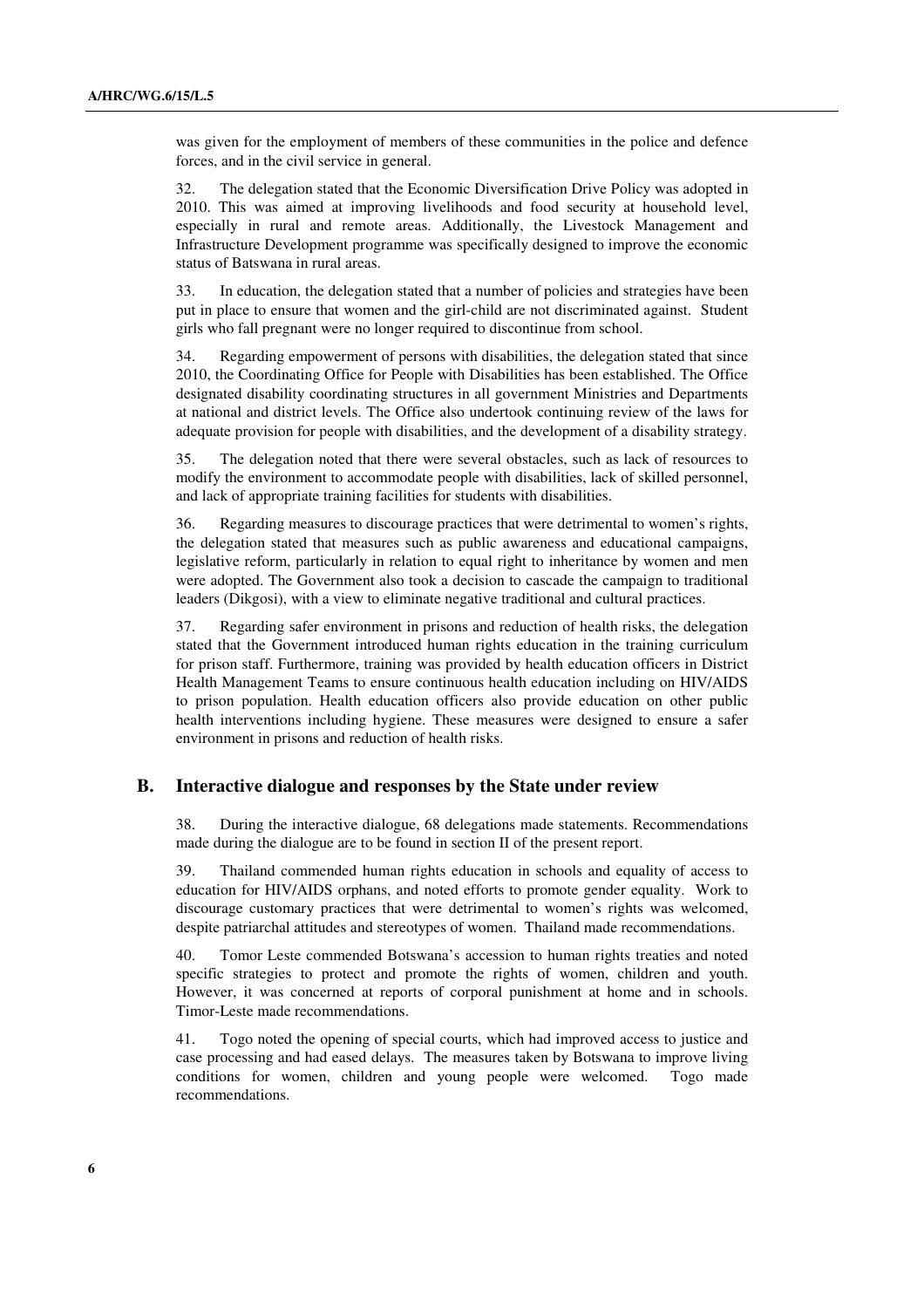was given for the employment of members of these communities in the police and defence forces, and in the civil service in general.

32. The delegation stated that the Economic Diversification Drive Policy was adopted in 2010. This was aimed at improving livelihoods and food security at household level, especially in rural and remote areas. Additionally, the Livestock Management and Infrastructure Development programme was specifically designed to improve the economic status of Batswana in rural areas.

33. In education, the delegation stated that a number of policies and strategies have been put in place to ensure that women and the girl-child are not discriminated against. Student girls who fall pregnant were no longer required to discontinue from school.

34. Regarding empowerment of persons with disabilities, the delegation stated that since 2010, the Coordinating Office for People with Disabilities has been established. The Office designated disability coordinating structures in all government Ministries and Departments at national and district levels. The Office also undertook continuing review of the laws for adequate provision for people with disabilities, and the development of a disability strategy.

35. The delegation noted that there were several obstacles, such as lack of resources to modify the environment to accommodate people with disabilities, lack of skilled personnel, and lack of appropriate training facilities for students with disabilities.

36. Regarding measures to discourage practices that were detrimental to women's rights, the delegation stated that measures such as public awareness and educational campaigns, legislative reform, particularly in relation to equal right to inheritance by women and men were adopted. The Government also took a decision to cascade the campaign to traditional leaders (Dikgosi), with a view to eliminate negative traditional and cultural practices.

37. Regarding safer environment in prisons and reduction of health risks, the delegation stated that the Government introduced human rights education in the training curriculum for prison staff. Furthermore, training was provided by health education officers in District Health Management Teams to ensure continuous health education including on HIV/AIDS to prison population. Health education officers also provide education on other public health interventions including hygiene. These measures were designed to ensure a safer environment in prisons and reduction of health risks.

## B. Interactive dialogue and responses by the State under review

38. During the interactive dialogue, 68 delegations made statements. Recommendations made during the dialogue are to be found in section II of the present report.

39. Thailand commended human rights education in schools and equality of access to education for HIV/AIDS orphans, and noted efforts to promote gender equality. Work to discourage customary practices that were detrimental to women's rights was welcomed, despite patriarchal attitudes and stereotypes of women. Thailand made recommendations.

40. Tomor Leste commended Botswana's accession to human rights treaties and noted specific strategies to protect and promote the rights of women, children and youth. However, it was concerned at reports of corporal punishment at home and in schools. Timor-Leste made recommendations.

41. Togo noted the opening of special courts, which had improved access to justice and case processing and had eased delays. The measures taken by Botswana to improve living conditions for women, children and young people were welcomed. Togo made recommendations.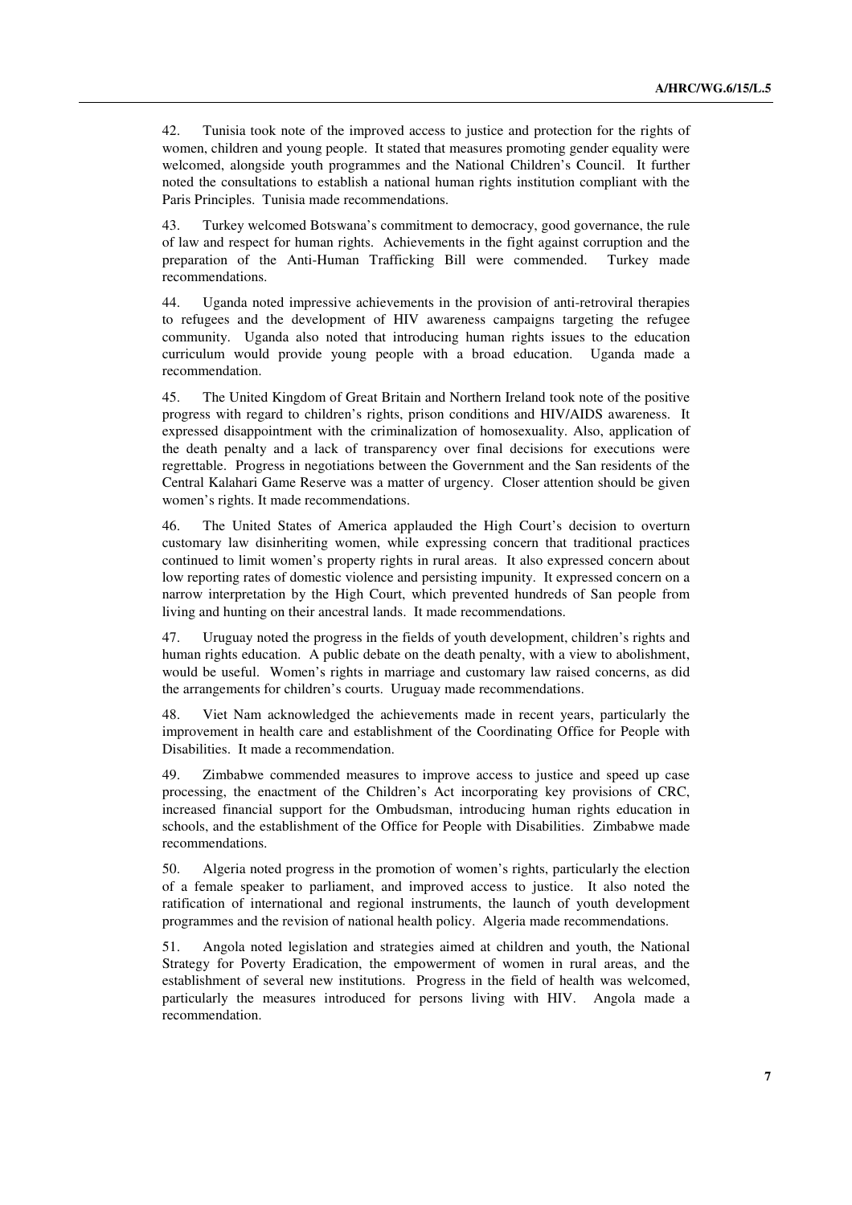42. Tunisia took note of the improved access to justice and protection for the rights of women, children and young people. It stated that measures promoting gender equality were welcomed, alongside youth programmes and the National Children's Council. It further noted the consultations to establish a national human rights institution compliant with the Paris Principles. Tunisia made recommendations.

43. Turkey welcomed Botswana's commitment to democracy, good governance, the rule of law and respect for human rights. Achievements in the fight against corruption and the preparation of the Anti-Human Trafficking Bill were commended. Turkey made recommendations.

44. Uganda noted impressive achievements in the provision of anti-retroviral therapies to refugees and the development of HIV awareness campaigns targeting the refugee community. Uganda also noted that introducing human rights issues to the education curriculum would provide young people with a broad education. Uganda made a recommendation.

45. The United Kingdom of Great Britain and Northern Ireland took note of the positive progress with regard to children's rights, prison conditions and HIV/AIDS awareness. It expressed disappointment with the criminalization of homosexuality. Also, application of the death penalty and a lack of transparency over final decisions for executions were regrettable. Progress in negotiations between the Government and the San residents of the Central Kalahari Game Reserve was a matter of urgency. Closer attention should be given women's rights. It made recommendations.

46. The United States of America applauded the High Court's decision to overturn customary law disinheriting women, while expressing concern that traditional practices continued to limit women's property rights in rural areas. It also expressed concern about low reporting rates of domestic violence and persisting impunity. It expressed concern on a narrow interpretation by the High Court, which prevented hundreds of San people from living and hunting on their ancestral lands. It made recommendations.

47. Uruguay noted the progress in the fields of youth development, children's rights and human rights education. A public debate on the death penalty, with a view to abolishment, would be useful. Women's rights in marriage and customary law raised concerns, as did the arrangements for children's courts. Uruguay made recommendations.

48. Viet Nam acknowledged the achievements made in recent years, particularly the improvement in health care and establishment of the Coordinating Office for People with Disabilities. It made a recommendation.

49. Zimbabwe commended measures to improve access to justice and speed up case processing, the enactment of the Children's Act incorporating key provisions of CRC, increased financial support for the Ombudsman, introducing human rights education in schools, and the establishment of the Office for People with Disabilities. Zimbabwe made recommendations.

50. Algeria noted progress in the promotion of women's rights, particularly the election of a female speaker to parliament, and improved access to justice. It also noted the ratification of international and regional instruments, the launch of youth development programmes and the revision of national health policy. Algeria made recommendations.

51. Angola noted legislation and strategies aimed at children and youth, the National Strategy for Poverty Eradication, the empowerment of women in rural areas, and the establishment of several new institutions. Progress in the field of health was welcomed, particularly the measures introduced for persons living with HIV. Angola made a recommendation.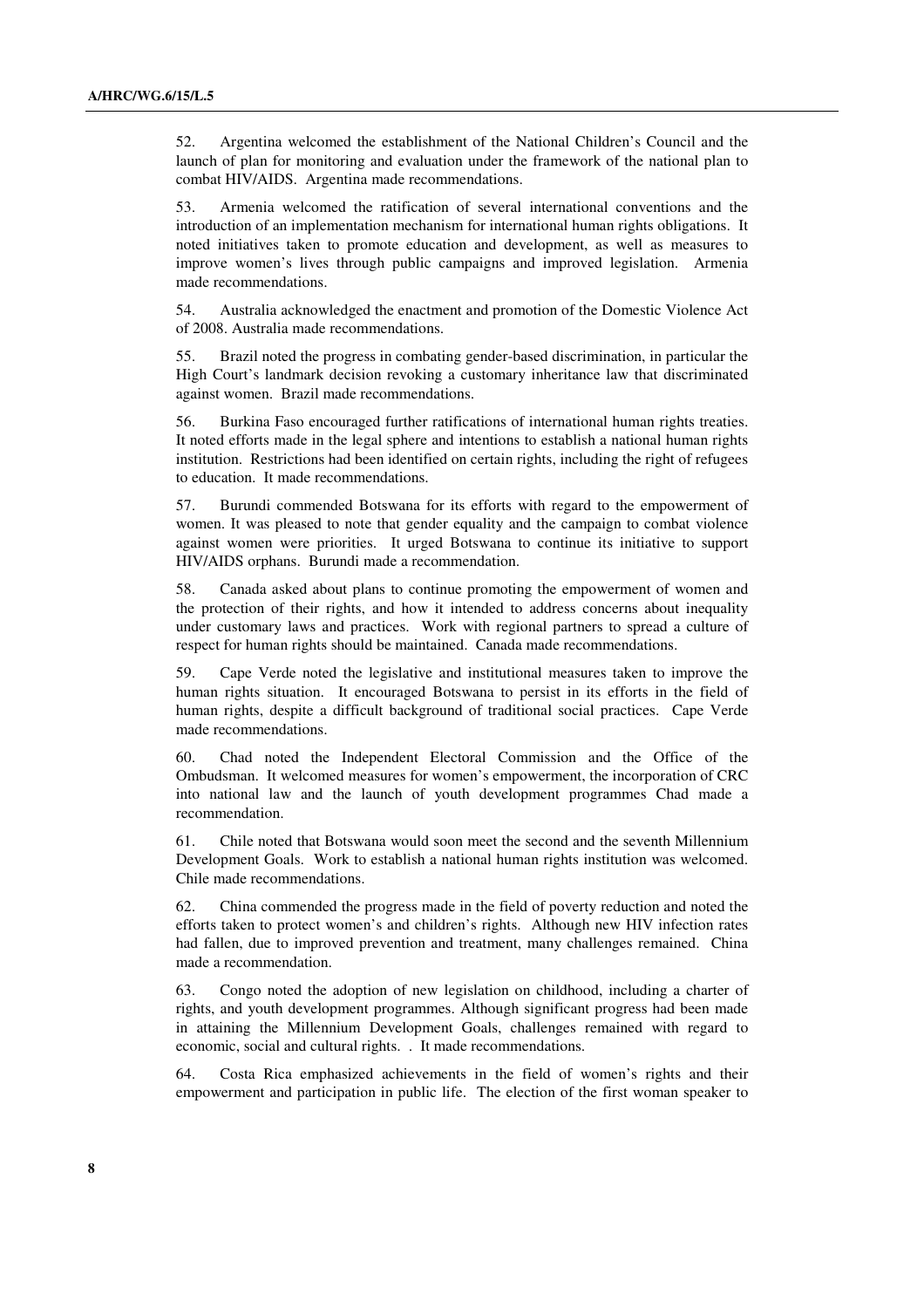52. Argentina welcomed the establishment of the National Children's Council and the launch of plan for monitoring and evaluation under the framework of the national plan to combat HIV/AIDS. Argentina made recommendations.

53. Armenia welcomed the ratification of several international conventions and the introduction of an implementation mechanism for international human rights obligations. It noted initiatives taken to promote education and development, as well as measures to improve women's lives through public campaigns and improved legislation. Armenia made recommendations.

54. Australia acknowledged the enactment and promotion of the Domestic Violence Act of 2008. Australia made recommendations.

55. Brazil noted the progress in combating gender-based discrimination, in particular the High Court's landmark decision revoking a customary inheritance law that discriminated against women. Brazil made recommendations.

56. Burkina Faso encouraged further ratifications of international human rights treaties. It noted efforts made in the legal sphere and intentions to establish a national human rights institution. Restrictions had been identified on certain rights, including the right of refugees to education. It made recommendations.

57. Burundi commended Botswana for its efforts with regard to the empowerment of women. It was pleased to note that gender equality and the campaign to combat violence against women were priorities. It urged Botswana to continue its initiative to support HIV/AIDS orphans. Burundi made a recommendation.

58. Canada asked about plans to continue promoting the empowerment of women and the protection of their rights, and how it intended to address concerns about inequality under customary laws and practices. Work with regional partners to spread a culture of respect for human rights should be maintained. Canada made recommendations.

59. Cape Verde noted the legislative and institutional measures taken to improve the human rights situation. It encouraged Botswana to persist in its efforts in the field of human rights, despite a difficult background of traditional social practices. Cape Verde made recommendations.

60. Chad noted the Independent Electoral Commission and the Office of the Ombudsman. It welcomed measures for women's empowerment, the incorporation of CRC into national law and the launch of youth development programmes Chad made a recommendation.

61. Chile noted that Botswana would soon meet the second and the seventh Millennium Development Goals. Work to establish a national human rights institution was welcomed. Chile made recommendations.

62. China commended the progress made in the field of poverty reduction and noted the efforts taken to protect women's and children's rights. Although new HIV infection rates had fallen, due to improved prevention and treatment, many challenges remained. China made a recommendation.

63. Congo noted the adoption of new legislation on childhood, including a charter of rights, and youth development programmes. Although significant progress had been made in attaining the Millennium Development Goals, challenges remained with regard to economic, social and cultural rights. . It made recommendations.

64. Costa Rica emphasized achievements in the field of women's rights and their empowerment and participation in public life. The election of the first woman speaker to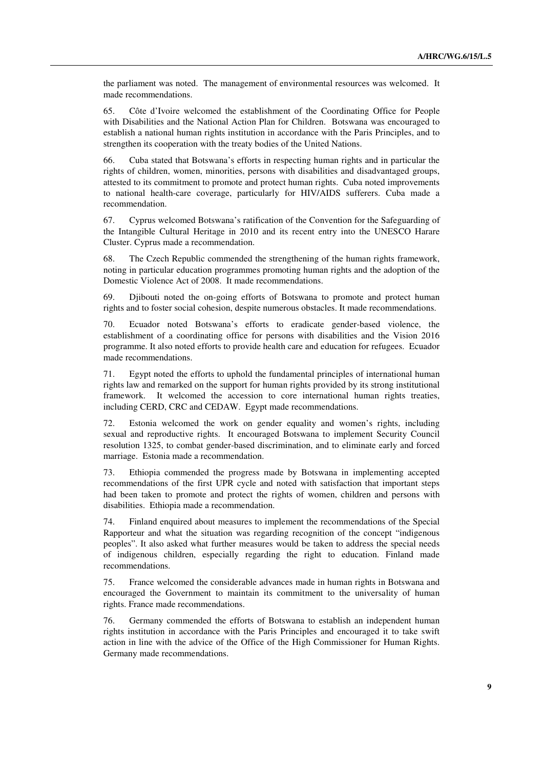the parliament was noted. The management of environmental resources was welcomed. It made recommendations.

65. Côte d'Ivoire welcomed the establishment of the Coordinating Office for People with Disabilities and the National Action Plan for Children. Botswana was encouraged to establish a national human rights institution in accordance with the Paris Principles, and to strengthen its cooperation with the treaty bodies of the United Nations.

66. Cuba stated that Botswana's efforts in respecting human rights and in particular the rights of children, women, minorities, persons with disabilities and disadvantaged groups, attested to its commitment to promote and protect human rights. Cuba noted improvements to national health-care coverage, particularly for HIV/AIDS sufferers. Cuba made a recommendation.

67. Cyprus welcomed Botswana's ratification of the Convention for the Safeguarding of the Intangible Cultural Heritage in 2010 and its recent entry into the UNESCO Harare Cluster. Cyprus made a recommendation.

68. The Czech Republic commended the strengthening of the human rights framework, noting in particular education programmes promoting human rights and the adoption of the Domestic Violence Act of 2008. It made recommendations.

69. Djibouti noted the on-going efforts of Botswana to promote and protect human rights and to foster social cohesion, despite numerous obstacles. It made recommendations.

70. Ecuador noted Botswana's efforts to eradicate gender-based violence, the establishment of a coordinating office for persons with disabilities and the Vision 2016 programme. It also noted efforts to provide health care and education for refugees. Ecuador made recommendations.

71. Egypt noted the efforts to uphold the fundamental principles of international human rights law and remarked on the support for human rights provided by its strong institutional framework. It welcomed the accession to core international human rights treaties, including CERD, CRC and CEDAW. Egypt made recommendations.

72. Estonia welcomed the work on gender equality and women's rights, including sexual and reproductive rights. It encouraged Botswana to implement Security Council resolution 1325, to combat gender-based discrimination, and to eliminate early and forced marriage. Estonia made a recommendation.

73. Ethiopia commended the progress made by Botswana in implementing accepted recommendations of the first UPR cycle and noted with satisfaction that important steps had been taken to promote and protect the rights of women, children and persons with disabilities. Ethiopia made a recommendation.

74. Finland enquired about measures to implement the recommendations of the Special Rapporteur and what the situation was regarding recognition of the concept "indigenous peoples". It also asked what further measures would be taken to address the special needs of indigenous children, especially regarding the right to education. Finland made recommendations.

75. France welcomed the considerable advances made in human rights in Botswana and encouraged the Government to maintain its commitment to the universality of human rights. France made recommendations.

76. Germany commended the efforts of Botswana to establish an independent human rights institution in accordance with the Paris Principles and encouraged it to take swift action in line with the advice of the Office of the High Commissioner for Human Rights. Germany made recommendations.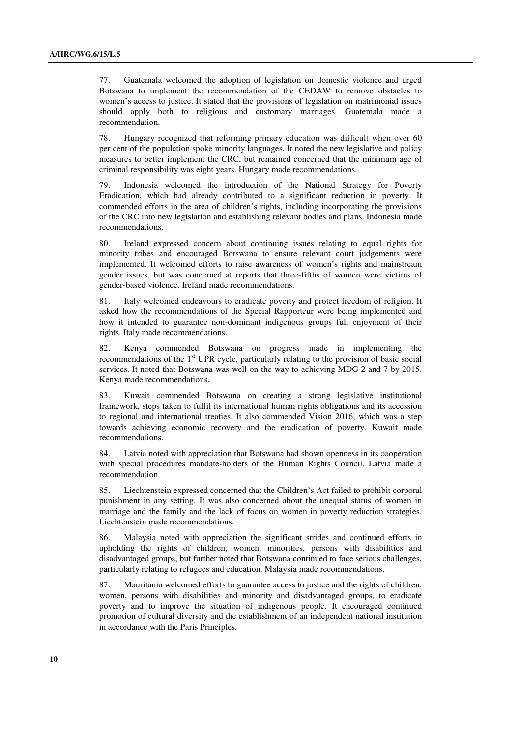77. Guatemala welcomed the adoption of legislation on domestic violence and urged Botswana to implement the recommendation of the CEDAW to remove obstacles to women's access to justice. It stated that the provisions of legislation on matrimonial issues should apply both to religious and customary marriages. Guatemala made a recommendation.

78. Hungary recognized that reforming primary education was difficult when over 60 per cent of the population spoke minority languages. It noted the new legislative and policy measures to better implement the CRC, but remained concerned that the minimum age of criminal responsibility was eight years. Hungary made recommendations.

79. Indonesia welcomed the introduction of the National Strategy for Poverty Eradication, which had already contributed to a significant reduction in poverty. It commended efforts in the area of children's rights, including incorporating the provisions of the CRC into new legislation and establishing relevant bodies and plans. Indonesia made recommendations.

80. Ireland expressed concern about continuing issues relating to equal rights for minority tribes and encouraged Botswana to ensure relevant court judgements were implemented. It welcomed efforts to raise awareness of women's rights and mainstream gender issues, but was concerned at reports that three-fifths of women were victims of gender-based violence. Ireland made recommendations.

81. Italy welcomed endeavours to eradicate poverty and protect freedom of religion. It asked how the recommendations of the Special Rapporteur were being implemented and how it intended to guarantee non-dominant indigenous groups full enjoyment of their rights. Italy made recommendations.

82. Kenya commended Botswana on progress made in implementing the recommendations of the 1st UPR cycle, particularly relating to the provision of basic social services. It noted that Botswana was well on the way to achieving MDG 2 and 7 by 2015. Kenya made recommendations.

83. Kuwait commended Botswana on creating a strong legislative institutional framework, steps taken to fulfil its international human rights obligations and its accession to regional and international treaties. It also commended Vision 2016, which was a step towards achieving economic recovery and the eradication of poverty. Kuwait made recommendations.

84. Latvia noted with appreciation that Botswana had shown openness in its cooperation with special procedures mandate-holders of the Human Rights Council. Latvia made a recommendation.

85. Liechtenstein expressed concerned that the Children's Act failed to prohibit corporal punishment in any setting. It was also concerned about the unequal status of women in marriage and the family and the lack of focus on women in poverty reduction strategies. Liechtenstein made recommendations.

86. Malaysia noted with appreciation the significant strides and continued efforts in upholding the rights of children, women, minorities, persons with disabilities and disadvantaged groups, but further noted that Botswana continued to face serious challenges, particularly relating to refugees and education. Malaysia made recommendations.

87. Mauritania welcomed efforts to guarantee access to justice and the rights of children, women, persons with disabilities and minority and disadvantaged groups, to eradicate poverty and to improve the situation of indigenous people. It encouraged continued promotion of cultural diversity and the establishment of an independent national institution in accordance with the Paris Principles.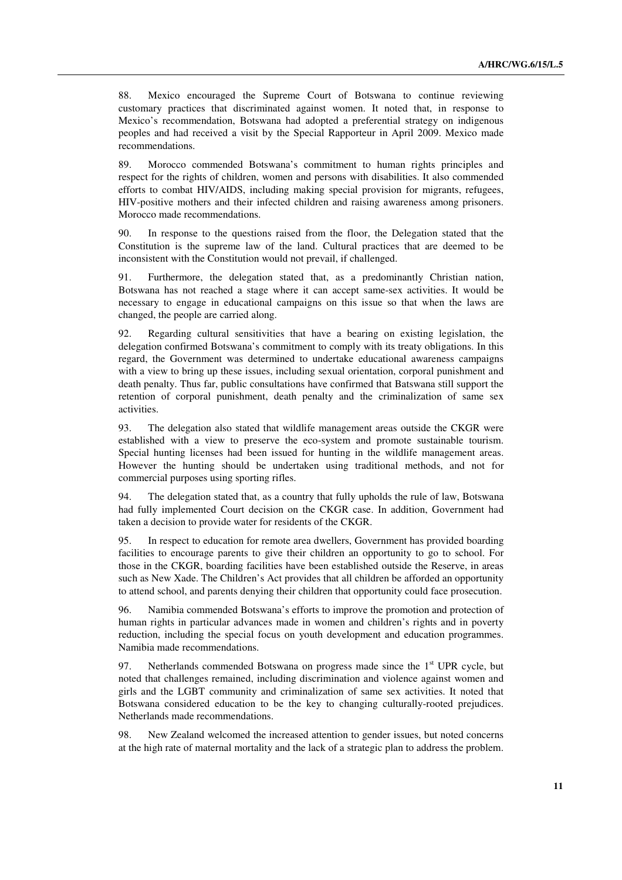88. Mexico encouraged the Supreme Court of Botswana to continue reviewing customary practices that discriminated against women. It noted that, in response to Mexico's recommendation, Botswana had adopted a preferential strategy on indigenous peoples and had received a visit by the Special Rapporteur in April 2009. Mexico made recommendations.

89. Morocco commended Botswana's commitment to human rights principles and respect for the rights of children, women and persons with disabilities. It also commended efforts to combat HIV/AIDS, including making special provision for migrants, refugees, HIV-positive mothers and their infected children and raising awareness among prisoners. Morocco made recommendations.

90. In response to the questions raised from the floor, the Delegation stated that the Constitution is the supreme law of the land. Cultural practices that are deemed to be inconsistent with the Constitution would not prevail, if challenged.

91. Furthermore, the delegation stated that, as a predominantly Christian nation, Botswana has not reached a stage where it can accept same-sex activities. It would be necessary to engage in educational campaigns on this issue so that when the laws are changed, the people are carried along.

92. Regarding cultural sensitivities that have a bearing on existing legislation, the delegation confirmed Botswana's commitment to comply with its treaty obligations. In this regard, the Government was determined to undertake educational awareness campaigns with a view to bring up these issues, including sexual orientation, corporal punishment and death penalty. Thus far, public consultations have confirmed that Batswana still support the retention of corporal punishment, death penalty and the criminalization of same sex activities.

93. The delegation also stated that wildlife management areas outside the CKGR were established with a view to preserve the eco-system and promote sustainable tourism. Special hunting licenses had been issued for hunting in the wildlife management areas. However the hunting should be undertaken using traditional methods, and not for commercial purposes using sporting rifles.

94. The delegation stated that, as a country that fully upholds the rule of law, Botswana had fully implemented Court decision on the CKGR case. In addition, Government had taken a decision to provide water for residents of the CKGR.

95. In respect to education for remote area dwellers, Government has provided boarding facilities to encourage parents to give their children an opportunity to go to school. For those in the CKGR, boarding facilities have been established outside the Reserve, in areas such as New Xade. The Children's Act provides that all children be afforded an opportunity to attend school, and parents denying their children that opportunity could face prosecution.

96. Namibia commended Botswana's efforts to improve the promotion and protection of human rights in particular advances made in women and children's rights and in poverty reduction, including the special focus on youth development and education programmes. Namibia made recommendations.

97. Netherlands commended Botswana on progress made since the 1st UPR cycle, but noted that challenges remained, including discrimination and violence against women and girls and the LGBT community and criminalization of same sex activities. It noted that Botswana considered education to be the key to changing culturally-rooted prejudices. Netherlands made recommendations.

98. New Zealand welcomed the increased attention to gender issues, but noted concerns at the high rate of maternal mortality and the lack of a strategic plan to address the problem.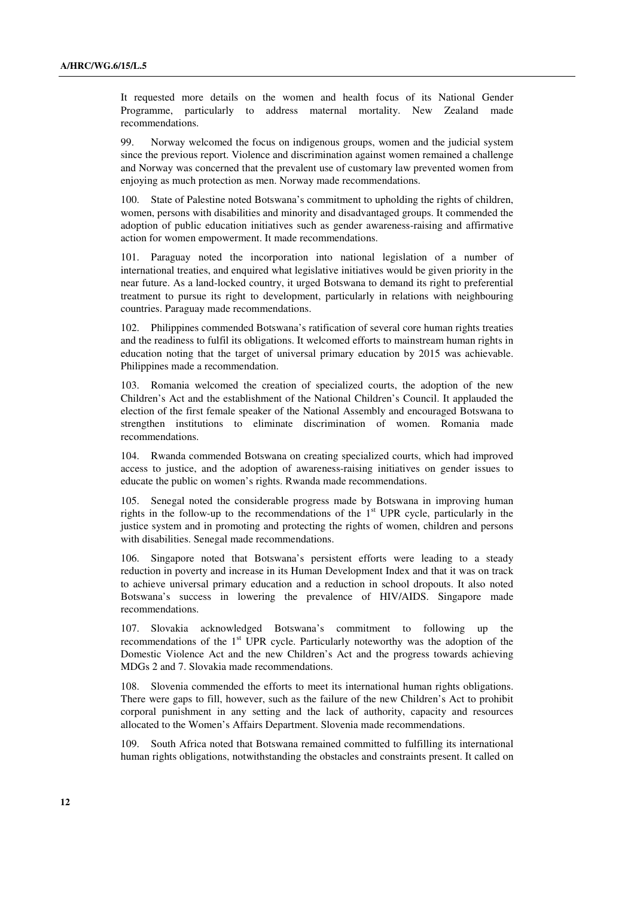It requested more details on the women and health focus of its National Gender Programme, particularly to address maternal mortality. New Zealand made recommendations.

99. Norway welcomed the focus on indigenous groups, women and the judicial system since the previous report. Violence and discrimination against women remained a challenge and Norway was concerned that the prevalent use of customary law prevented women from enjoying as much protection as men. Norway made recommendations.

100. State of Palestine noted Botswana's commitment to upholding the rights of children, women, persons with disabilities and minority and disadvantaged groups. It commended the adoption of public education initiatives such as gender awareness-raising and affirmative action for women empowerment. It made recommendations.

101. Paraguay noted the incorporation into national legislation of a number of international treaties, and enquired what legislative initiatives would be given priority in the near future. As a land-locked country, it urged Botswana to demand its right to preferential treatment to pursue its right to development, particularly in relations with neighbouring countries. Paraguay made recommendations.

102. Philippines commended Botswana's ratification of several core human rights treaties and the readiness to fulfil its obligations. It welcomed efforts to mainstream human rights in education noting that the target of universal primary education by 2015 was achievable. Philippines made a recommendation.

103. Romania welcomed the creation of specialized courts, the adoption of the new Children's Act and the establishment of the National Children's Council. It applauded the election of the first female speaker of the National Assembly and encouraged Botswana to strengthen institutions to eliminate discrimination of women. Romania made recommendations.

104. Rwanda commended Botswana on creating specialized courts, which had improved access to justice, and the adoption of awareness-raising initiatives on gender issues to educate the public on women's rights. Rwanda made recommendations.

105. Senegal noted the considerable progress made by Botswana in improving human rights in the follow-up to the recommendations of the 1st UPR cycle, particularly in the justice system and in promoting and protecting the rights of women, children and persons with disabilities. Senegal made recommendations.

106. Singapore noted that Botswana's persistent efforts were leading to a steady reduction in poverty and increase in its Human Development Index and that it was on track to achieve universal primary education and a reduction in school dropouts. It also noted Botswana's success in lowering the prevalence of HIV/AIDS. Singapore made recommendations.

107. Slovakia acknowledged Botswana's commitment to following up the recommendations of the 1st UPR cycle. Particularly noteworthy was the adoption of the Domestic Violence Act and the new Children's Act and the progress towards achieving MDGs 2 and 7. Slovakia made recommendations.

108. Slovenia commended the efforts to meet its international human rights obligations. There were gaps to fill, however, such as the failure of the new Children's Act to prohibit corporal punishment in any setting and the lack of authority, capacity and resources allocated to the Women's Affairs Department. Slovenia made recommendations.

109. South Africa noted that Botswana remained committed to fulfilling its international human rights obligations, notwithstanding the obstacles and constraints present. It called on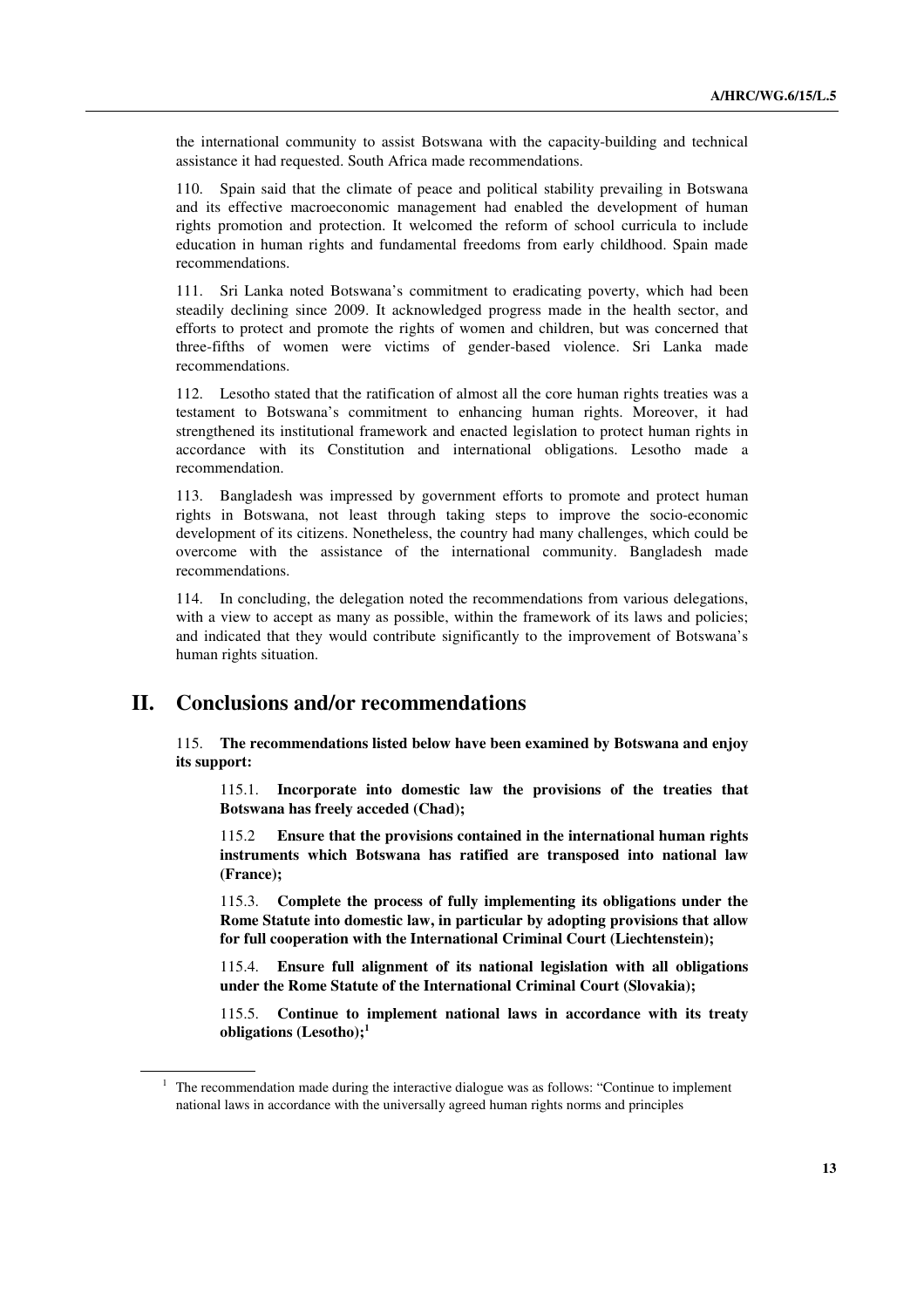the international community to assist Botswana with the capacity-building and technical assistance it had requested. South Africa made recommendations.

110. Spain said that the climate of peace and political stability prevailing in Botswana and its effective macroeconomic management had enabled the development of human rights promotion and protection. It welcomed the reform of school curricula to include education in human rights and fundamental freedoms from early childhood. Spain made recommendations.

111. Sri Lanka noted Botswana's commitment to eradicating poverty, which had been steadily declining since 2009. It acknowledged progress made in the health sector, and efforts to protect and promote the rights of women and children, but was concerned that three-fifths of women were victims of gender-based violence. Sri Lanka made recommendations.

112. Lesotho stated that the ratification of almost all the core human rights treaties was a testament to Botswana's commitment to enhancing human rights. Moreover, it had strengthened its institutional framework and enacted legislation to protect human rights in accordance with its Constitution and international obligations. Lesotho made a recommendation.

113. Bangladesh was impressed by government efforts to promote and protect human rights in Botswana, not least through taking steps to improve the socio-economic development of its citizens. Nonetheless, the country had many challenges, which could be overcome with the assistance of the international community. Bangladesh made recommendations.

114. In concluding, the delegation noted the recommendations from various delegations, with a view to accept as many as possible, within the framework of its laws and policies; and indicated that they would contribute significantly to the improvement of Botswana's human rights situation.

# II. Conclusions and/or recommendations

115. **The recommendations listed below have been examined by Botswana and enjoy its support:**

> 115.1. **Incorporate into domestic law the provisions of the treaties that Botswana has freely acceded (Chad);**
>
> 115.2 **Ensure that the provisions contained in the international human rights instruments which Botswana has ratified are transposed into national law (France);**
>
> 115.3. **Complete the process of fully implementing its obligations under the Rome Statute into domestic law, in particular by adopting provisions that allow for full cooperation with the International Criminal Court (Liechtenstein);**
>
> 115.4. **Ensure full alignment of its national legislation with all obligations under the Rome Statute of the International Criminal Court (Slovakia);**
>
> 115.5. **Continue to implement national laws in accordance with its treaty obligations (Lesotho);**[1]

---

[1] The recommendation made during the interactive dialogue was as follows: "Continue to implement national laws in accordance with the universally agreed human rights norms and principles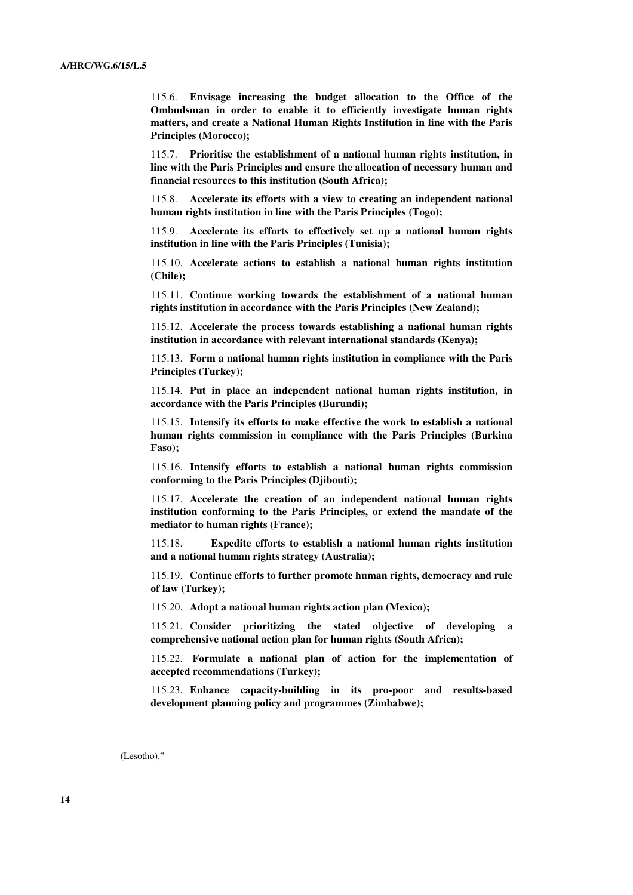115.6. **Envisage increasing the budget allocation to the Office of the Ombudsman in order to enable it to efficiently investigate human rights matters, and create a National Human Rights Institution in line with the Paris Principles (Morocco);**

115.7. **Prioritise the establishment of a national human rights institution, in line with the Paris Principles and ensure the allocation of necessary human and financial resources to this institution (South Africa);**

115.8. **Accelerate its efforts with a view to creating an independent national human rights institution in line with the Paris Principles (Togo);**

115.9. **Accelerate its efforts to effectively set up a national human rights institution in line with the Paris Principles (Tunisia);**

115.10. **Accelerate actions to establish a national human rights institution (Chile);**

115.11. **Continue working towards the establishment of a national human rights institution in accordance with the Paris Principles (New Zealand);**

115.12. **Accelerate the process towards establishing a national human rights institution in accordance with relevant international standards (Kenya);**

115.13. **Form a national human rights institution in compliance with the Paris Principles (Turkey);**

115.14. **Put in place an independent national human rights institution, in accordance with the Paris Principles (Burundi);**

115.15. **Intensify its efforts to make effective the work to establish a national human rights commission in compliance with the Paris Principles (Burkina Faso);**

115.16. **Intensify efforts to establish a national human rights commission conforming to the Paris Principles (Djibouti);**

115.17. **Accelerate the creation of an independent national human rights institution conforming to the Paris Principles, or extend the mandate of the mediator to human rights (France);**

115.18. **Expedite efforts to establish a national human rights institution and a national human rights strategy (Australia);**

115.19. **Continue efforts to further promote human rights, democracy and rule of law (Turkey);**

115.20. **Adopt a national human rights action plan (Mexico);**

115.21. **Consider prioritizing the stated objective of developing a comprehensive national action plan for human rights (South Africa);**

115.22. **Formulate a national plan of action for the implementation of accepted recommendations (Turkey);**

115.23. **Enhance capacity-building in its pro-poor and results-based development planning policy and programmes (Zimbabwe);**

---

(Lesotho)."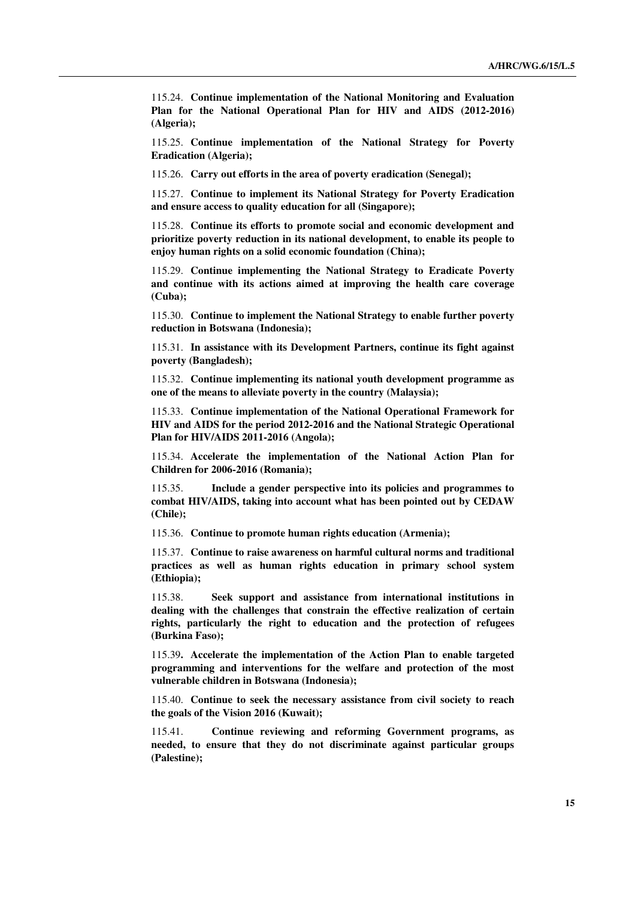115.24. **Continue implementation of the National Monitoring and Evaluation Plan for the National Operational Plan for HIV and AIDS (2012-2016) (Algeria);**

115.25. **Continue implementation of the National Strategy for Poverty Eradication (Algeria);**

115.26. **Carry out efforts in the area of poverty eradication (Senegal);**

115.27. **Continue to implement its National Strategy for Poverty Eradication and ensure access to quality education for all (Singapore);**

115.28. **Continue its efforts to promote social and economic development and prioritize poverty reduction in its national development, to enable its people to enjoy human rights on a solid economic foundation (China);**

115.29. **Continue implementing the National Strategy to Eradicate Poverty and continue with its actions aimed at improving the health care coverage (Cuba);**

115.30. **Continue to implement the National Strategy to enable further poverty reduction in Botswana (Indonesia);**

115.31. **In assistance with its Development Partners, continue its fight against poverty (Bangladesh);**

115.32. **Continue implementing its national youth development programme as one of the means to alleviate poverty in the country (Malaysia);**

115.33. **Continue implementation of the National Operational Framework for HIV and AIDS for the period 2012-2016 and the National Strategic Operational Plan for HIV/AIDS 2011-2016 (Angola);**

115.34. **Accelerate the implementation of the National Action Plan for Children for 2006-2016 (Romania);**

115.35. **Include a gender perspective into its policies and programmes to combat HIV/AIDS, taking into account what has been pointed out by CEDAW (Chile);**

115.36. **Continue to promote human rights education (Armenia);**

115.37. **Continue to raise awareness on harmful cultural norms and traditional practices as well as human rights education in primary school system (Ethiopia);**

115.38. **Seek support and assistance from international institutions in dealing with the challenges that constrain the effective realization of certain rights, particularly the right to education and the protection of refugees (Burkina Faso);**

115.39**. Accelerate the implementation of the Action Plan to enable targeted programming and interventions for the welfare and protection of the most vulnerable children in Botswana (Indonesia);**

115.40. **Continue to seek the necessary assistance from civil society to reach the goals of the Vision 2016 (Kuwait);**

115.41. **Continue reviewing and reforming Government programs, as needed, to ensure that they do not discriminate against particular groups (Palestine);**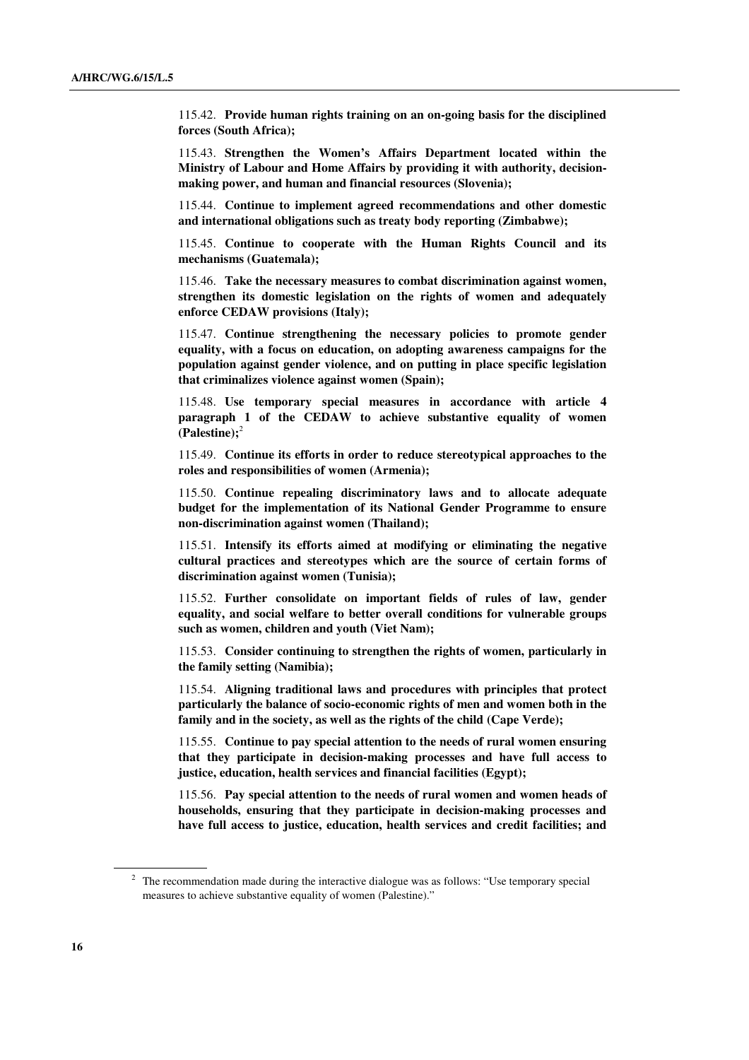115.42. **Provide human rights training on an on-going basis for the disciplined forces (South Africa);**

115.43. **Strengthen the Women's Affairs Department located within the Ministry of Labour and Home Affairs by providing it with authority, decision-making power, and human and financial resources (Slovenia);**

115.44. **Continue to implement agreed recommendations and other domestic and international obligations such as treaty body reporting (Zimbabwe);**

115.45. **Continue to cooperate with the Human Rights Council and its mechanisms (Guatemala);**

115.46. **Take the necessary measures to combat discrimination against women, strengthen its domestic legislation on the rights of women and adequately enforce CEDAW provisions (Italy);**

115.47. **Continue strengthening the necessary policies to promote gender equality, with a focus on education, on adopting awareness campaigns for the population against gender violence, and on putting in place specific legislation that criminalizes violence against women (Spain);**

115.48. **Use temporary special measures in accordance with article 4 paragraph 1 of the CEDAW to achieve substantive equality of women (Palestine);**[2]

115.49. **Continue its efforts in order to reduce stereotypical approaches to the roles and responsibilities of women (Armenia);**

115.50. **Continue repealing discriminatory laws and to allocate adequate budget for the implementation of its National Gender Programme to ensure non-discrimination against women (Thailand);**

115.51. **Intensify its efforts aimed at modifying or eliminating the negative cultural practices and stereotypes which are the source of certain forms of discrimination against women (Tunisia);**

115.52. **Further consolidate on important fields of rules of law, gender equality, and social welfare to better overall conditions for vulnerable groups such as women, children and youth (Viet Nam);**

115.53. **Consider continuing to strengthen the rights of women, particularly in the family setting (Namibia);**

115.54. **Aligning traditional laws and procedures with principles that protect particularly the balance of socio-economic rights of men and women both in the family and in the society, as well as the rights of the child (Cape Verde);**

115.55. **Continue to pay special attention to the needs of rural women ensuring that they participate in decision-making processes and have full access to justice, education, health services and financial facilities (Egypt);**

115.56. **Pay special attention to the needs of rural women and women heads of households, ensuring that they participate in decision-making processes and have full access to justice, education, health services and credit facilities; and**

---

[2] The recommendation made during the interactive dialogue was as follows: "Use temporary special measures to achieve substantive equality of women (Palestine)."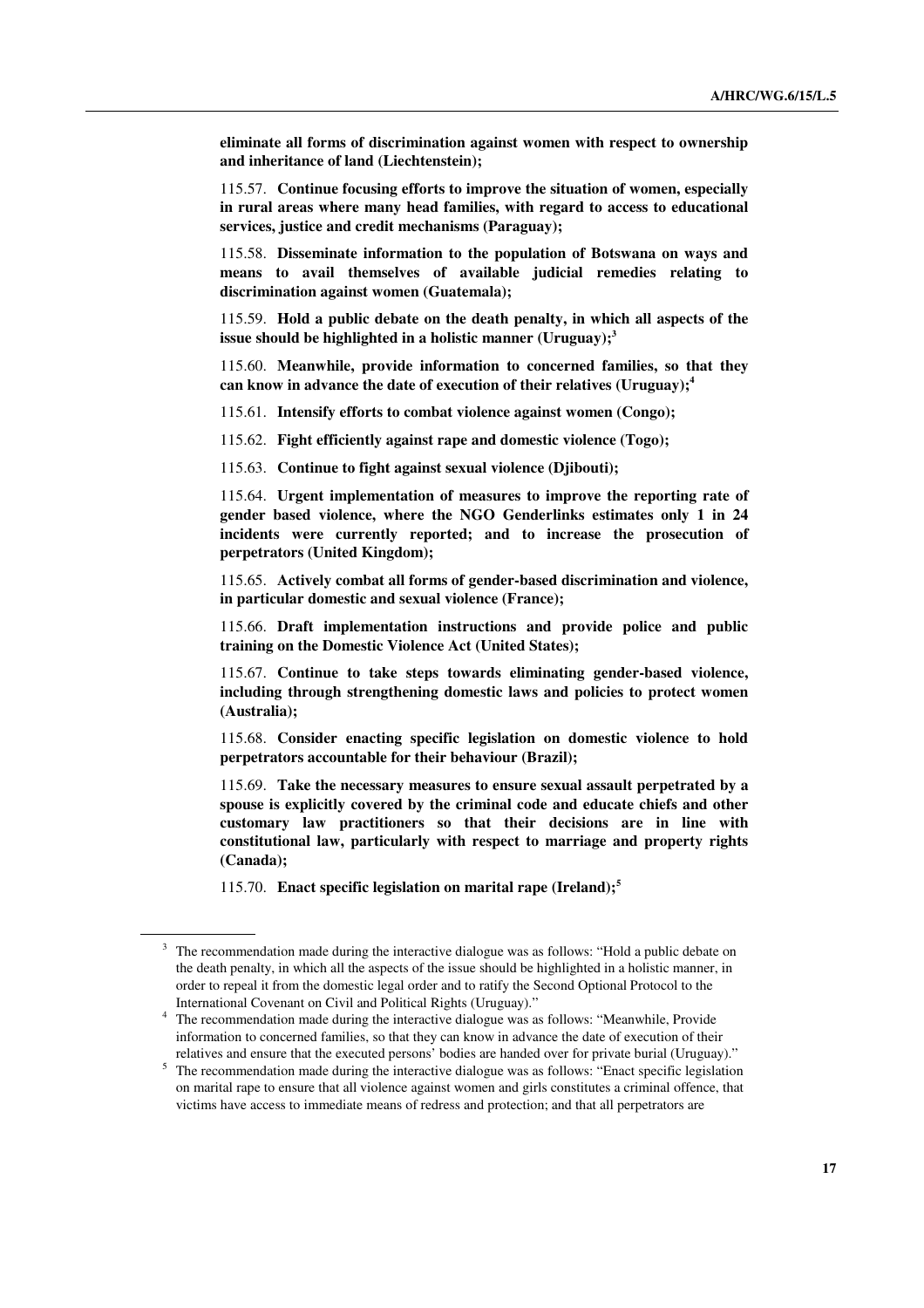**eliminate all forms of discrimination against women with respect to ownership and inheritance of land (Liechtenstein);**

115.57. **Continue focusing efforts to improve the situation of women, especially in rural areas where many head families, with regard to access to educational services, justice and credit mechanisms (Paraguay);**

115.58. **Disseminate information to the population of Botswana on ways and means to avail themselves of available judicial remedies relating to discrimination against women (Guatemala);**

115.59. **Hold a public debate on the death penalty, in which all aspects of the issue should be highlighted in a holistic manner (Uruguay);**[3]

115.60. **Meanwhile, provide information to concerned families, so that they can know in advance the date of execution of their relatives (Uruguay);**[4]

115.61. **Intensify efforts to combat violence against women (Congo);**

115.62. **Fight efficiently against rape and domestic violence (Togo);**

115.63. **Continue to fight against sexual violence (Djibouti);**

115.64. **Urgent implementation of measures to improve the reporting rate of gender based violence, where the NGO Genderlinks estimates only 1 in 24 incidents were currently reported; and to increase the prosecution of perpetrators (United Kingdom);**

115.65. **Actively combat all forms of gender-based discrimination and violence, in particular domestic and sexual violence (France);**

115.66. **Draft implementation instructions and provide police and public training on the Domestic Violence Act (United States);**

115.67. **Continue to take steps towards eliminating gender-based violence, including through strengthening domestic laws and policies to protect women (Australia);**

115.68. **Consider enacting specific legislation on domestic violence to hold perpetrators accountable for their behaviour (Brazil);**

115.69. **Take the necessary measures to ensure sexual assault perpetrated by a spouse is explicitly covered by the criminal code and educate chiefs and other customary law practitioners so that their decisions are in line with constitutional law, particularly with respect to marriage and property rights (Canada);**

115.70. **Enact specific legislation on marital rape (Ireland);**[5]

---

[3] The recommendation made during the interactive dialogue was as follows: "Hold a public debate on the death penalty, in which all the aspects of the issue should be highlighted in a holistic manner, in order to repeal it from the domestic legal order and to ratify the Second Optional Protocol to the International Covenant on Civil and Political Rights (Uruguay)."

[4] The recommendation made during the interactive dialogue was as follows: "Meanwhile, Provide information to concerned families, so that they can know in advance the date of execution of their relatives and ensure that the executed persons' bodies are handed over for private burial (Uruguay)."

[5] The recommendation made during the interactive dialogue was as follows: "Enact specific legislation on marital rape to ensure that all violence against women and girls constitutes a criminal offence, that victims have access to immediate means of redress and protection; and that all perpetrators are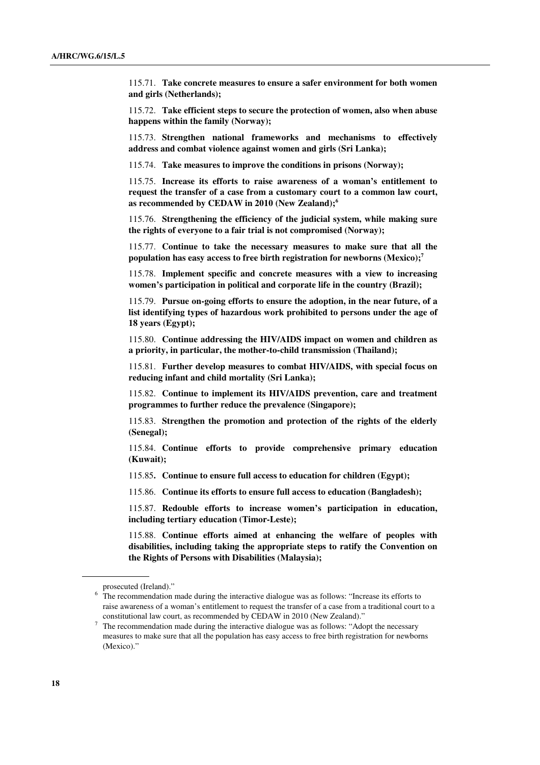115.71. **Take concrete measures to ensure a safer environment for both women and girls (Netherlands);**

115.72. **Take efficient steps to secure the protection of women, also when abuse happens within the family (Norway);**

115.73. **Strengthen national frameworks and mechanisms to effectively address and combat violence against women and girls (Sri Lanka);**

115.74. **Take measures to improve the conditions in prisons (Norway);**

115.75. **Increase its efforts to raise awareness of a woman's entitlement to request the transfer of a case from a customary court to a common law court, as recommended by CEDAW in 2010 (New Zealand);**[6]

115.76. **Strengthening the efficiency of the judicial system, while making sure the rights of everyone to a fair trial is not compromised (Norway);**

115.77. **Continue to take the necessary measures to make sure that all the population has easy access to free birth registration for newborns (Mexico);**[7]

115.78. **Implement specific and concrete measures with a view to increasing women's participation in political and corporate life in the country (Brazil);**

115.79. **Pursue on-going efforts to ensure the adoption, in the near future, of a list identifying types of hazardous work prohibited to persons under the age of 18 years (Egypt);**

115.80. **Continue addressing the HIV/AIDS impact on women and children as a priority, in particular, the mother-to-child transmission (Thailand);**

115.81. **Further develop measures to combat HIV/AIDS, with special focus on reducing infant and child mortality (Sri Lanka);**

115.82. **Continue to implement its HIV/AIDS prevention, care and treatment programmes to further reduce the prevalence (Singapore);**

115.83. **Strengthen the promotion and protection of the rights of the elderly (Senegal);**

115.84. **Continue efforts to provide comprehensive primary education (Kuwait);**

115.85**. Continue to ensure full access to education for children (Egypt);**

115.86. **Continue its efforts to ensure full access to education (Bangladesh);**

115.87. **Redouble efforts to increase women's participation in education, including tertiary education (Timor-Leste);**

115.88. **Continue efforts aimed at enhancing the welfare of peoples with disabilities, including taking the appropriate steps to ratify the Convention on the Rights of Persons with Disabilities (Malaysia);**

---

prosecuted (Ireland)."

[6] The recommendation made during the interactive dialogue was as follows: "Increase its efforts to raise awareness of a woman's entitlement to request the transfer of a case from a traditional court to a constitutional law court, as recommended by CEDAW in 2010 (New Zealand)."

[7] The recommendation made during the interactive dialogue was as follows: "Adopt the necessary measures to make sure that all the population has easy access to free birth registration for newborns (Mexico)."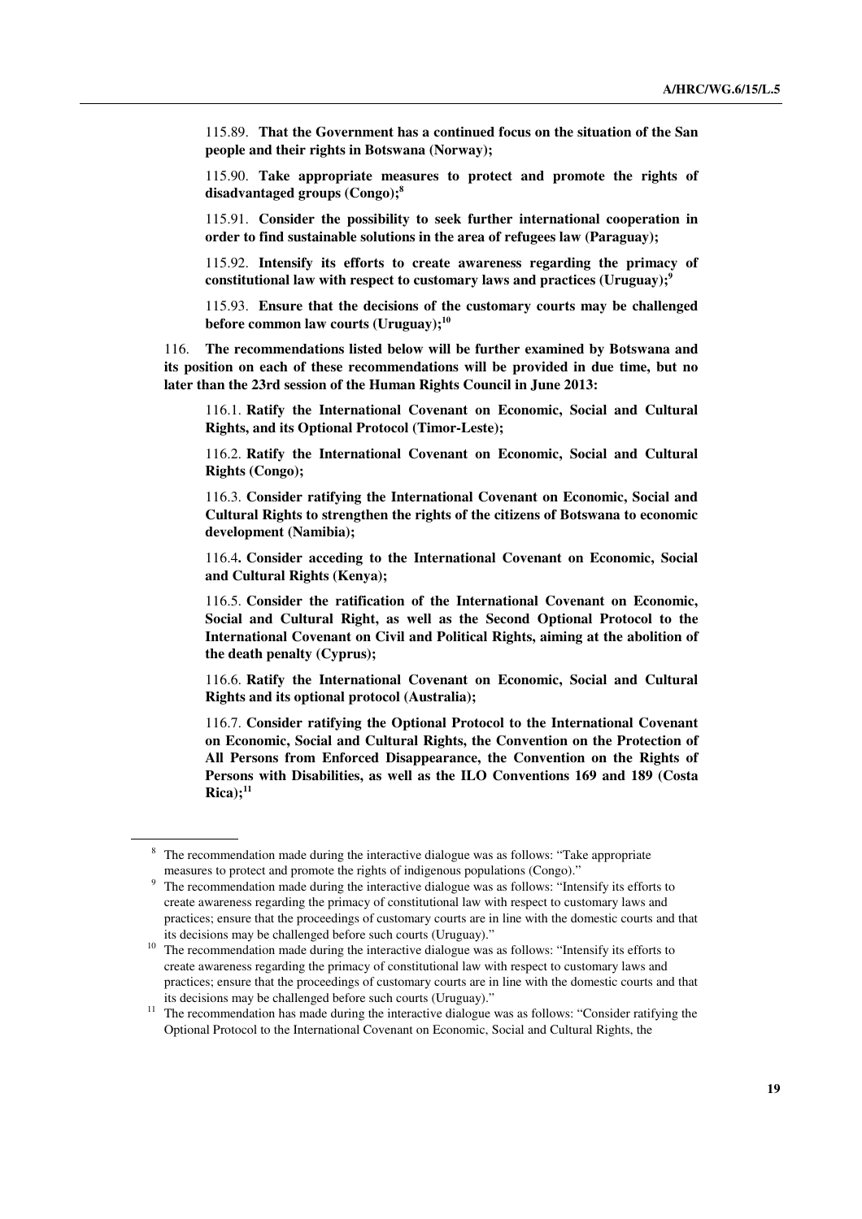115.89. **That the Government has a continued focus on the situation of the San people and their rights in Botswana (Norway);**

115.90. **Take appropriate measures to protect and promote the rights of disadvantaged groups (Congo);**[8]

115.91. **Consider the possibility to seek further international cooperation in order to find sustainable solutions in the area of refugees law (Paraguay);**

115.92. **Intensify its efforts to create awareness regarding the primacy of constitutional law with respect to customary laws and practices (Uruguay);**[9]

115.93. **Ensure that the decisions of the customary courts may be challenged before common law courts (Uruguay);**[10]

116. **The recommendations listed below will be further examined by Botswana and its position on each of these recommendations will be provided in due time, but no later than the 23rd session of the Human Rights Council in June 2013:**

116.1. **Ratify the International Covenant on Economic, Social and Cultural Rights, and its Optional Protocol (Timor-Leste);**

116.2. **Ratify the International Covenant on Economic, Social and Cultural Rights (Congo);**

116.3. **Consider ratifying the International Covenant on Economic, Social and Cultural Rights to strengthen the rights of the citizens of Botswana to economic development (Namibia);**

116.4**. Consider acceding to the International Covenant on Economic, Social and Cultural Rights (Kenya);**

116.5. **Consider the ratification of the International Covenant on Economic, Social and Cultural Right, as well as the Second Optional Protocol to the International Covenant on Civil and Political Rights, aiming at the abolition of the death penalty (Cyprus);**

116.6. **Ratify the International Covenant on Economic, Social and Cultural Rights and its optional protocol (Australia);**

116.7. **Consider ratifying the Optional Protocol to the International Covenant on Economic, Social and Cultural Rights, the Convention on the Protection of All Persons from Enforced Disappearance, the Convention on the Rights of Persons with Disabilities, as well as the ILO Conventions 169 and 189 (Costa Rica);**[11]

---

[8] The recommendation made during the interactive dialogue was as follows: "Take appropriate measures to protect and promote the rights of indigenous populations (Congo)."

[9] The recommendation made during the interactive dialogue was as follows: "Intensify its efforts to create awareness regarding the primacy of constitutional law with respect to customary laws and practices; ensure that the proceedings of customary courts are in line with the domestic courts and that its decisions may be challenged before such courts (Uruguay)."

[10] The recommendation made during the interactive dialogue was as follows: "Intensify its efforts to create awareness regarding the primacy of constitutional law with respect to customary laws and practices; ensure that the proceedings of customary courts are in line with the domestic courts and that its decisions may be challenged before such courts (Uruguay)."

[11] The recommendation has made during the interactive dialogue was as follows: "Consider ratifying the Optional Protocol to the International Covenant on Economic, Social and Cultural Rights, the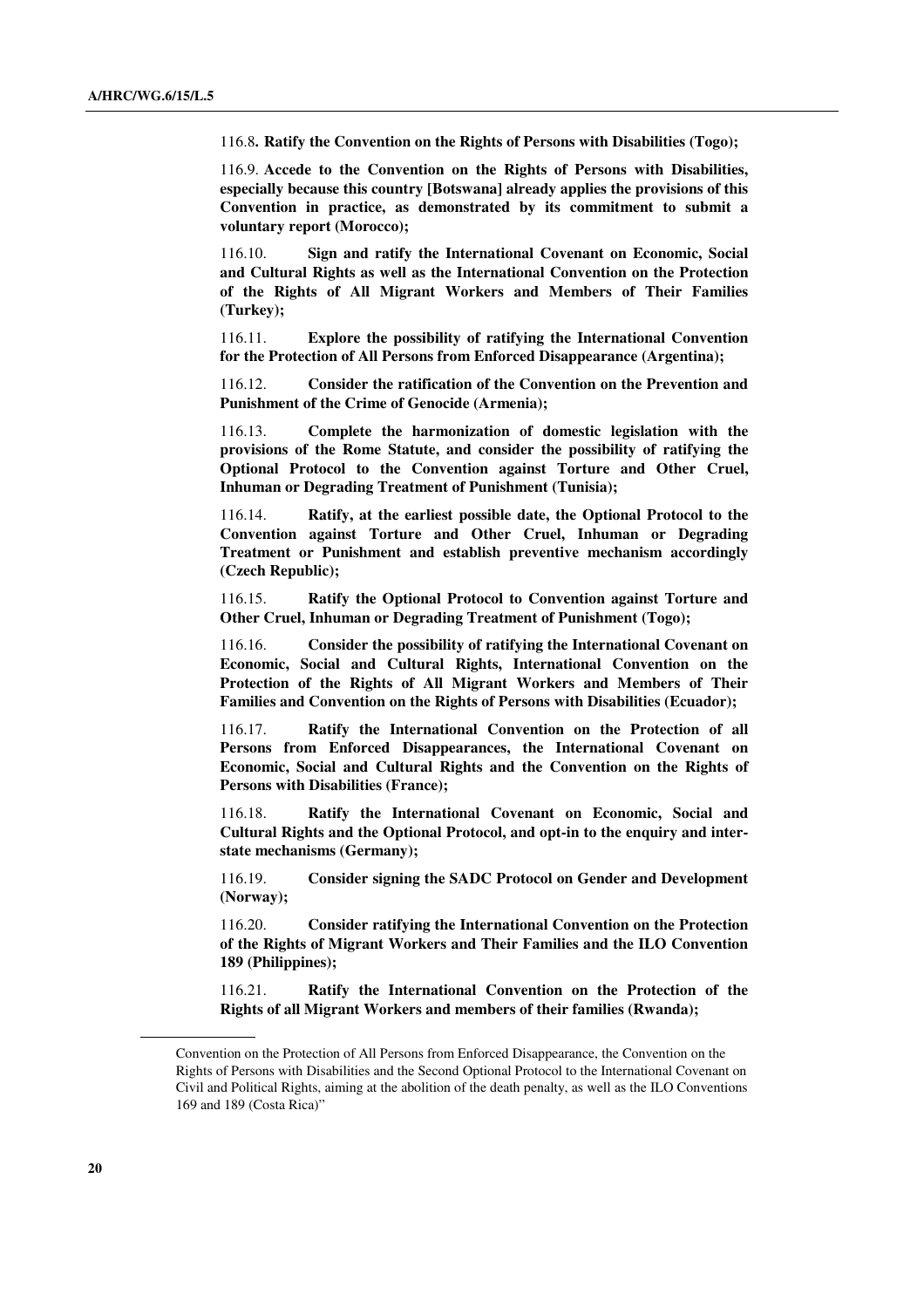116.8. **Ratify the Convention on the Rights of Persons with Disabilities (Togo);**

116.9. **Accede to the Convention on the Rights of Persons with Disabilities, especially because this country [Botswana] already applies the provisions of this Convention in practice, as demonstrated by its commitment to submit a voluntary report (Morocco);**

116.10. **Sign and ratify the International Covenant on Economic, Social and Cultural Rights as well as the International Convention on the Protection of the Rights of All Migrant Workers and Members of Their Families (Turkey);**

116.11. **Explore the possibility of ratifying the International Convention for the Protection of All Persons from Enforced Disappearance (Argentina);**

116.12. **Consider the ratification of the Convention on the Prevention and Punishment of the Crime of Genocide (Armenia);**

116.13. **Complete the harmonization of domestic legislation with the provisions of the Rome Statute, and consider the possibility of ratifying the Optional Protocol to the Convention against Torture and Other Cruel, Inhuman or Degrading Treatment of Punishment (Tunisia);**

116.14. **Ratify, at the earliest possible date, the Optional Protocol to the Convention against Torture and Other Cruel, Inhuman or Degrading Treatment or Punishment and establish preventive mechanism accordingly (Czech Republic);**

116.15. **Ratify the Optional Protocol to Convention against Torture and Other Cruel, Inhuman or Degrading Treatment of Punishment (Togo);**

116.16. **Consider the possibility of ratifying the International Covenant on Economic, Social and Cultural Rights, International Convention on the Protection of the Rights of All Migrant Workers and Members of Their Families and Convention on the Rights of Persons with Disabilities (Ecuador);**

116.17. **Ratify the International Convention on the Protection of all Persons from Enforced Disappearances, the International Covenant on Economic, Social and Cultural Rights and the Convention on the Rights of Persons with Disabilities (France);**

116.18. **Ratify the International Covenant on Economic, Social and Cultural Rights and the Optional Protocol, and opt-in to the enquiry and inter-state mechanisms (Germany);**

116.19. **Consider signing the SADC Protocol on Gender and Development (Norway);**

116.20. **Consider ratifying the International Convention on the Protection of the Rights of Migrant Workers and Their Families and the ILO Convention 189 (Philippines);**

116.21. **Ratify the International Convention on the Protection of the Rights of all Migrant Workers and members of their families (Rwanda);**

---

Convention on the Protection of All Persons from Enforced Disappearance, the Convention on the Rights of Persons with Disabilities and the Second Optional Protocol to the International Covenant on Civil and Political Rights, aiming at the abolition of the death penalty, as well as the ILO Conventions 169 and 189 (Costa Rica)"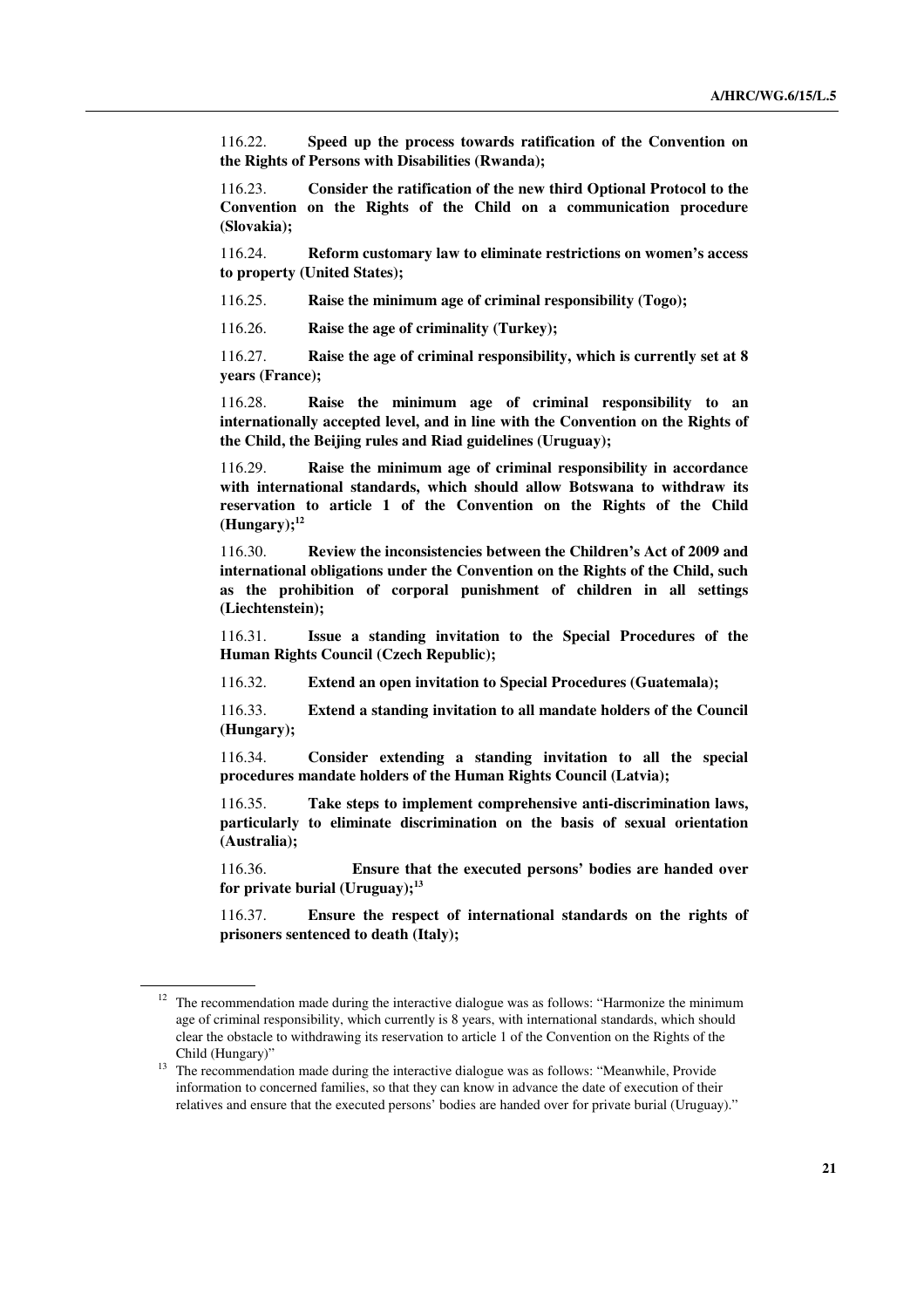116.22. **Speed up the process towards ratification of the Convention on the Rights of Persons with Disabilities (Rwanda);**

116.23. **Consider the ratification of the new third Optional Protocol to the Convention on the Rights of the Child on a communication procedure (Slovakia);**

116.24. **Reform customary law to eliminate restrictions on women's access to property (United States);**

116.25. **Raise the minimum age of criminal responsibility (Togo);**

116.26. **Raise the age of criminality (Turkey);**

116.27. **Raise the age of criminal responsibility, which is currently set at 8 years (France);**

116.28. **Raise the minimum age of criminal responsibility to an internationally accepted level, and in line with the Convention on the Rights of the Child, the Beijing rules and Riad guidelines (Uruguay);**

116.29. **Raise the minimum age of criminal responsibility in accordance with international standards, which should allow Botswana to withdraw its reservation to article 1 of the Convention on the Rights of the Child (Hungary);**[12]

116.30. **Review the inconsistencies between the Children's Act of 2009 and international obligations under the Convention on the Rights of the Child, such as the prohibition of corporal punishment of children in all settings (Liechtenstein);**

116.31. **Issue a standing invitation to the Special Procedures of the Human Rights Council (Czech Republic);**

116.32. **Extend an open invitation to Special Procedures (Guatemala);**

116.33. **Extend a standing invitation to all mandate holders of the Council (Hungary);**

116.34. **Consider extending a standing invitation to all the special procedures mandate holders of the Human Rights Council (Latvia);**

116.35. **Take steps to implement comprehensive anti-discrimination laws, particularly to eliminate discrimination on the basis of sexual orientation (Australia);**

116.36. **Ensure that the executed persons' bodies are handed over for private burial (Uruguay);**[13]

116.37. **Ensure the respect of international standards on the rights of prisoners sentenced to death (Italy);**

---

[12] The recommendation made during the interactive dialogue was as follows: "Harmonize the minimum age of criminal responsibility, which currently is 8 years, with international standards, which should clear the obstacle to withdrawing its reservation to article 1 of the Convention on the Rights of the Child (Hungary)"

[13] The recommendation made during the interactive dialogue was as follows: "Meanwhile, Provide information to concerned families, so that they can know in advance the date of execution of their relatives and ensure that the executed persons' bodies are handed over for private burial (Uruguay)."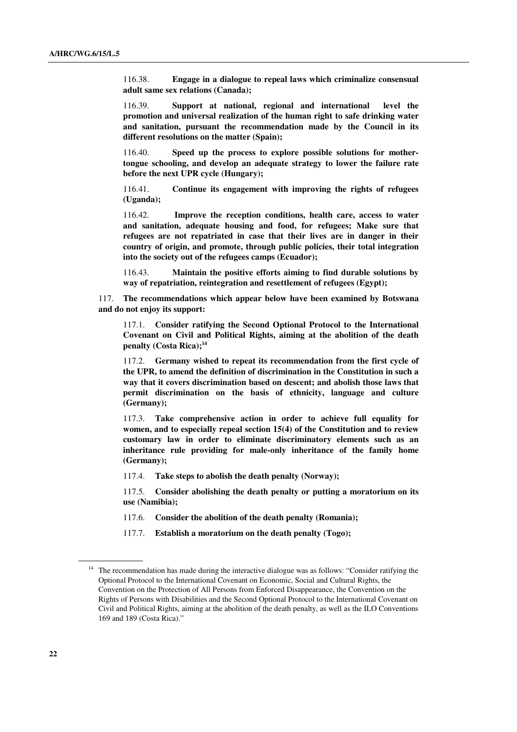116.38. **Engage in a dialogue to repeal laws which criminalize consensual adult same sex relations (Canada);**

116.39. **Support at national, regional and international level the promotion and universal realization of the human right to safe drinking water and sanitation, pursuant the recommendation made by the Council in its different resolutions on the matter (Spain);**

116.40. **Speed up the process to explore possible solutions for mother-tongue schooling, and develop an adequate strategy to lower the failure rate before the next UPR cycle (Hungary);**

116.41. **Continue its engagement with improving the rights of refugees (Uganda);**

116.42. **Improve the reception conditions, health care, access to water and sanitation, adequate housing and food, for refugees; Make sure that refugees are not repatriated in case that their lives are in danger in their country of origin, and promote, through public policies, their total integration into the society out of the refugees camps (Ecuador);**

116.43. **Maintain the positive efforts aiming to find durable solutions by way of repatriation, reintegration and resettlement of refugees (Egypt);**

117. **The recommendations which appear below have been examined by Botswana and do not enjoy its support:**

117.1. **Consider ratifying the Second Optional Protocol to the International Covenant on Civil and Political Rights, aiming at the abolition of the death penalty (Costa Rica);**[14]

117.2. **Germany wished to repeat its recommendation from the first cycle of the UPR, to amend the definition of discrimination in the Constitution in such a way that it covers discrimination based on descent; and abolish those laws that permit discrimination on the basis of ethnicity, language and culture (Germany);**

117.3. **Take comprehensive action in order to achieve full equality for women, and to especially repeal section 15(4) of the Constitution and to review customary law in order to eliminate discriminatory elements such as an inheritance rule providing for male-only inheritance of the family home (Germany);**

117.4. **Take steps to abolish the death penalty (Norway);**

117.5. **Consider abolishing the death penalty or putting a moratorium on its use (Namibia);**

117.6. **Consider the abolition of the death penalty (Romania);**

117.7. **Establish a moratorium on the death penalty (Togo);**

---

[14] The recommendation has made during the interactive dialogue was as follows: "Consider ratifying the Optional Protocol to the International Covenant on Economic, Social and Cultural Rights, the Convention on the Protection of All Persons from Enforced Disappearance, the Convention on the Rights of Persons with Disabilities and the Second Optional Protocol to the International Covenant on Civil and Political Rights, aiming at the abolition of the death penalty, as well as the ILO Conventions 169 and 189 (Costa Rica)."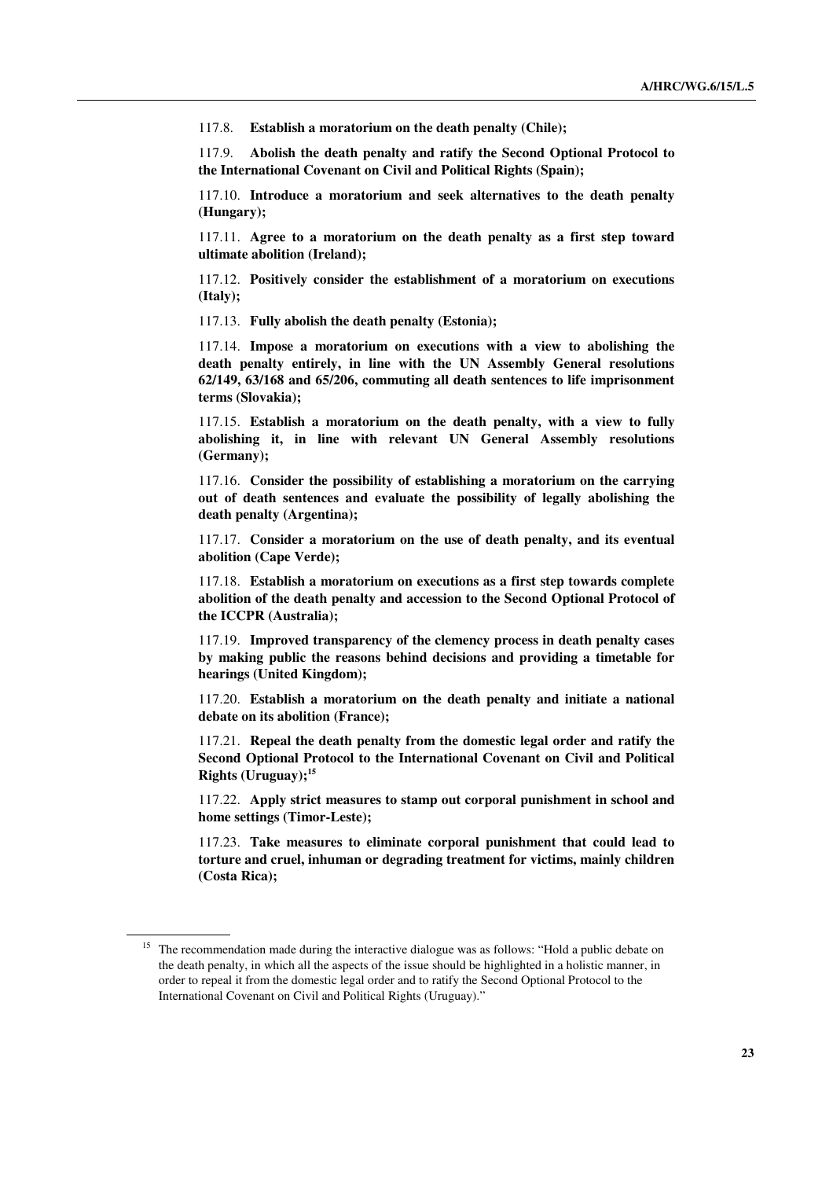117.8. **Establish a moratorium on the death penalty (Chile);**

117.9. **Abolish the death penalty and ratify the Second Optional Protocol to the International Covenant on Civil and Political Rights (Spain);**

117.10. **Introduce a moratorium and seek alternatives to the death penalty (Hungary);**

117.11. **Agree to a moratorium on the death penalty as a first step toward ultimate abolition (Ireland);**

117.12. **Positively consider the establishment of a moratorium on executions (Italy);**

117.13. **Fully abolish the death penalty (Estonia);**

117.14. **Impose a moratorium on executions with a view to abolishing the death penalty entirely, in line with the UN Assembly General resolutions 62/149, 63/168 and 65/206, commuting all death sentences to life imprisonment terms (Slovakia);**

117.15. **Establish a moratorium on the death penalty, with a view to fully abolishing it, in line with relevant UN General Assembly resolutions (Germany);**

117.16. **Consider the possibility of establishing a moratorium on the carrying out of death sentences and evaluate the possibility of legally abolishing the death penalty (Argentina);**

117.17. **Consider a moratorium on the use of death penalty, and its eventual abolition (Cape Verde);**

117.18. **Establish a moratorium on executions as a first step towards complete abolition of the death penalty and accession to the Second Optional Protocol of the ICCPR (Australia);**

117.19. **Improved transparency of the clemency process in death penalty cases by making public the reasons behind decisions and providing a timetable for hearings (United Kingdom);**

117.20. **Establish a moratorium on the death penalty and initiate a national debate on its abolition (France);**

117.21. **Repeal the death penalty from the domestic legal order and ratify the Second Optional Protocol to the International Covenant on Civil and Political Rights (Uruguay);**[15]

117.22. **Apply strict measures to stamp out corporal punishment in school and home settings (Timor-Leste);**

117.23. **Take measures to eliminate corporal punishment that could lead to torture and cruel, inhuman or degrading treatment for victims, mainly children (Costa Rica);**

---

[15] The recommendation made during the interactive dialogue was as follows: "Hold a public debate on the death penalty, in which all the aspects of the issue should be highlighted in a holistic manner, in order to repeal it from the domestic legal order and to ratify the Second Optional Protocol to the International Covenant on Civil and Political Rights (Uruguay)."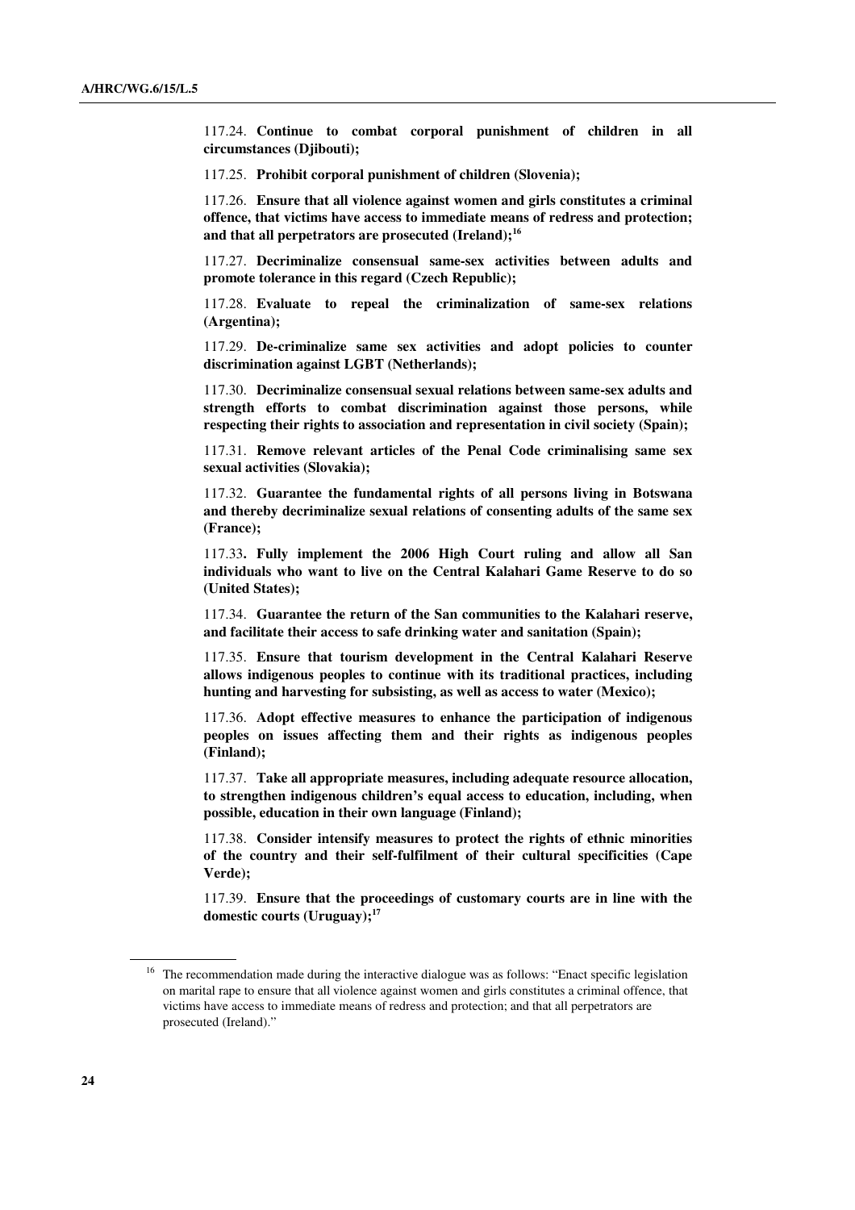117.24. **Continue to combat corporal punishment of children in all circumstances (Djibouti);**

117.25. **Prohibit corporal punishment of children (Slovenia);**

117.26. **Ensure that all violence against women and girls constitutes a criminal offence, that victims have access to immediate means of redress and protection; and that all perpetrators are prosecuted (Ireland);**[16]

117.27. **Decriminalize consensual same-sex activities between adults and promote tolerance in this regard (Czech Republic);**

117.28. **Evaluate to repeal the criminalization of same-sex relations (Argentina);**

117.29. **De-criminalize same sex activities and adopt policies to counter discrimination against LGBT (Netherlands);**

117.30. **Decriminalize consensual sexual relations between same-sex adults and strength efforts to combat discrimination against those persons, while respecting their rights to association and representation in civil society (Spain);**

117.31. **Remove relevant articles of the Penal Code criminalising same sex sexual activities (Slovakia);**

117.32. **Guarantee the fundamental rights of all persons living in Botswana and thereby decriminalize sexual relations of consenting adults of the same sex (France);**

117.33**. Fully implement the 2006 High Court ruling and allow all San individuals who want to live on the Central Kalahari Game Reserve to do so (United States);**

117.34. **Guarantee the return of the San communities to the Kalahari reserve, and facilitate their access to safe drinking water and sanitation (Spain);**

117.35. **Ensure that tourism development in the Central Kalahari Reserve allows indigenous peoples to continue with its traditional practices, including hunting and harvesting for subsisting, as well as access to water (Mexico);**

117.36. **Adopt effective measures to enhance the participation of indigenous peoples on issues affecting them and their rights as indigenous peoples (Finland);**

117.37. **Take all appropriate measures, including adequate resource allocation, to strengthen indigenous children's equal access to education, including, when possible, education in their own language (Finland);**

117.38. **Consider intensify measures to protect the rights of ethnic minorities of the country and their self-fulfilment of their cultural specificities (Cape Verde);**

117.39. **Ensure that the proceedings of customary courts are in line with the domestic courts (Uruguay);**[17]

---

[16] The recommendation made during the interactive dialogue was as follows: "Enact specific legislation on marital rape to ensure that all violence against women and girls constitutes a criminal offence, that victims have access to immediate means of redress and protection; and that all perpetrators are prosecuted (Ireland)."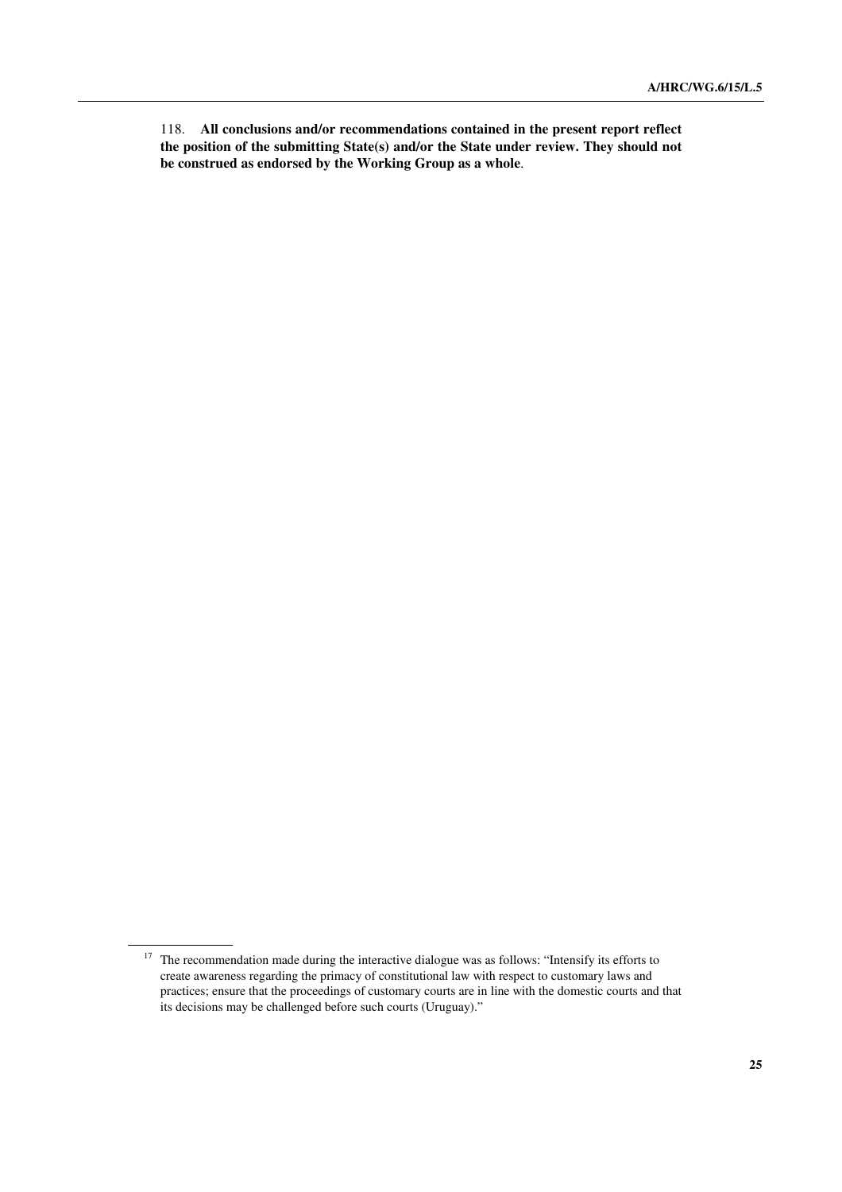118. **All conclusions and/or recommendations contained in the present report reflect the position of the submitting State(s) and/or the State under review. They should not be construed as endorsed by the Working Group as a whole**.

[17] The recommendation made during the interactive dialogue was as follows: "Intensify its efforts to create awareness regarding the primacy of constitutional law with respect to customary laws and practices; ensure that the proceedings of customary courts are in line with the domestic courts and that its decisions may be challenged before such courts (Uruguay)."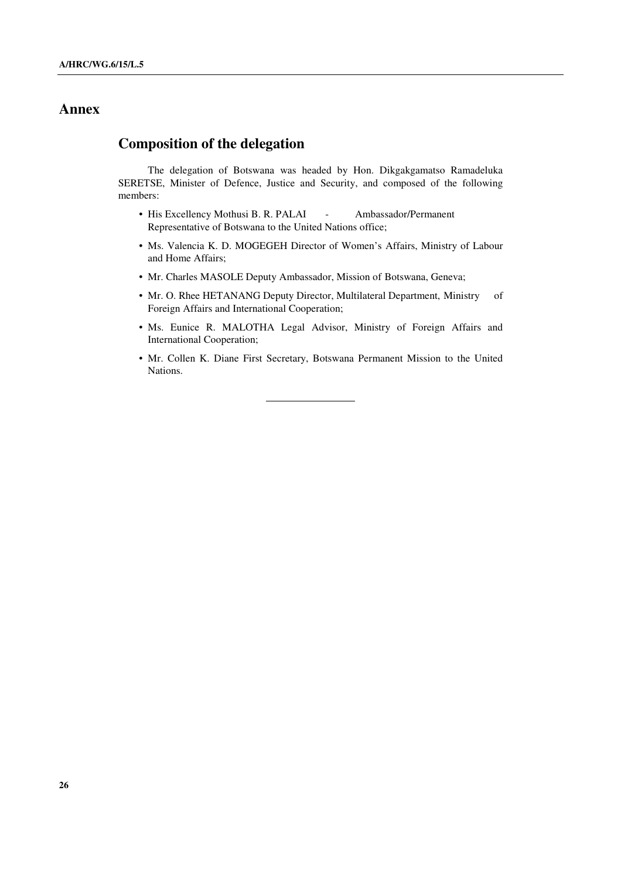# Annex

## Composition of the delegation

The delegation of Botswana was headed by Hon. Dikgakgamatso Ramadeluka SERETSE, Minister of Defence, Justice and Security, and composed of the following members:

- His Excellency Mothusi B. R. PALAI - Ambassador/Permanent Representative of Botswana to the United Nations office;
- Ms. Valencia K. D. MOGEGEH Director of Women's Affairs, Ministry of Labour and Home Affairs;
- Mr. Charles MASOLE Deputy Ambassador, Mission of Botswana, Geneva;
- Mr. O. Rhee HETANANG Deputy Director, Multilateral Department, Ministry of Foreign Affairs and International Cooperation;
- Ms. Eunice R. MALOTHA Legal Advisor, Ministry of Foreign Affairs and International Cooperation;
- Mr. Collen K. Diane First Secretary, Botswana Permanent Mission to the United Nations.